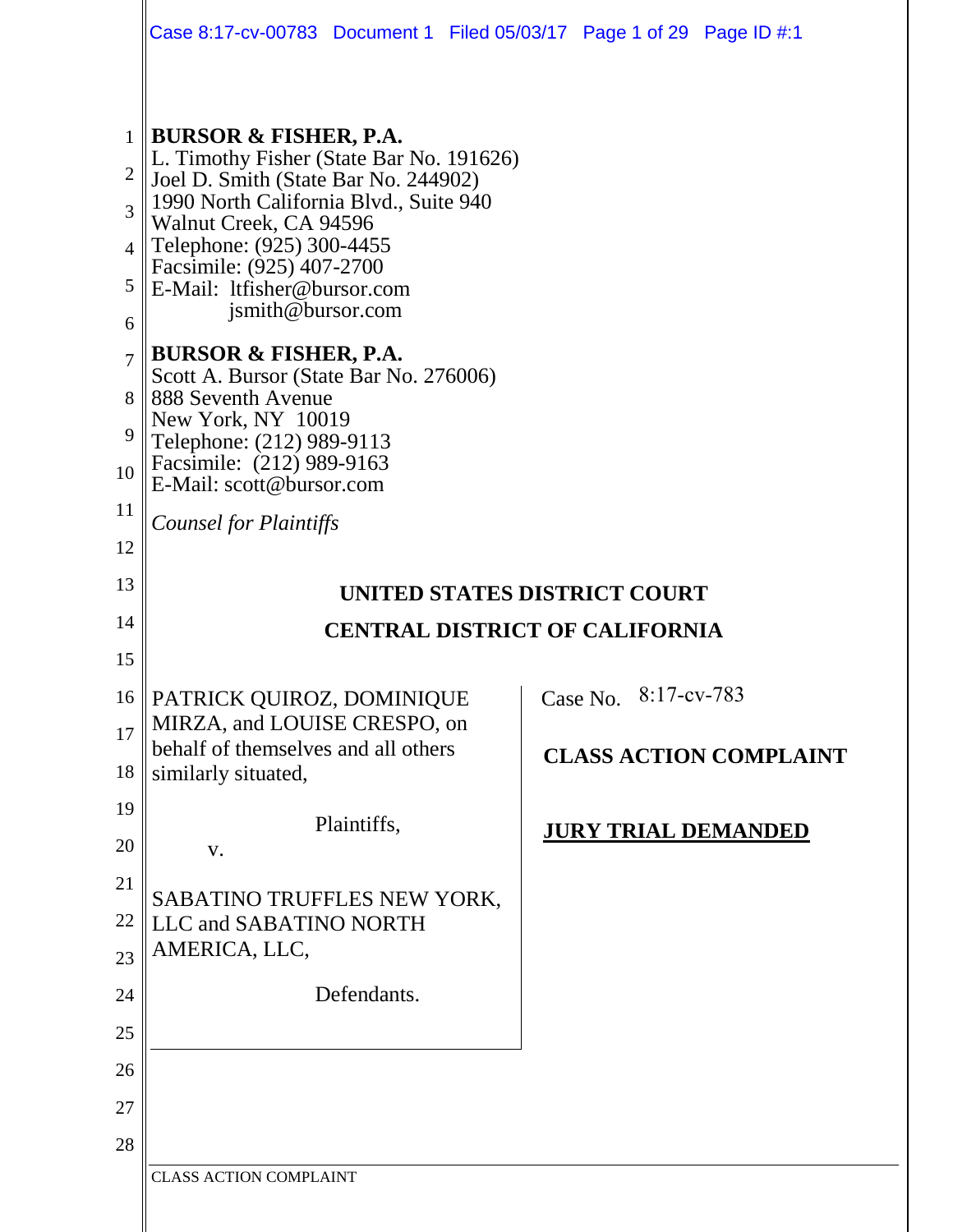**BURSOR & FISHER, P.A.**
L. Timothy Fisher (State Bar No. 191626)
Joel D. Smith (State Bar No. 244902)
1990 North California Blvd., Suite 940
Walnut Creek, CA 94596
Telephone: (925) 300-4455
Facsimile: (925) 407-2700
E-Mail: ltfisher@bursor.com
jsmith@bursor.com

**BURSOR & FISHER, P.A.**
Scott A. Bursor (State Bar No. 276006)
888 Seventh Avenue
New York, NY 10019
Telephone: (212) 989-9113
Facsimile: (212) 989-9163
E-Mail: scott@bursor.com

*Counsel for Plaintiffs*

**UNITED STATES DISTRICT COURT**

**CENTRAL DISTRICT OF CALIFORNIA**

PATRICK QUIROZ, DOMINIQUE MIRZA, and LOUISE CRESPO, on behalf of themselves and all others similarly situated,

Plaintiffs,

v.

SABATINO TRUFFLES NEW YORK, LLC and SABATINO NORTH AMERICA, LLC,

Defendants.

Case No. 8:17-cv-783

**CLASS ACTION COMPLAINT**

**JURY TRIAL DEMANDED**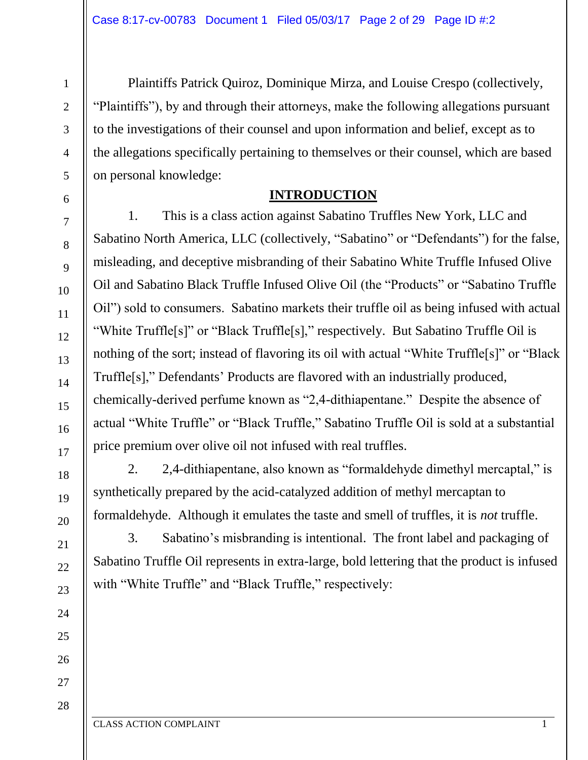Plaintiffs Patrick Quiroz, Dominique Mirza, and Louise Crespo (collectively, "Plaintiffs"), by and through their attorneys, make the following allegations pursuant to the investigations of their counsel and upon information and belief, except as to the allegations specifically pertaining to themselves or their counsel, which are based on personal knowledge:

## INTRODUCTION

1. This is a class action against Sabatino Truffles New York, LLC and Sabatino North America, LLC (collectively, "Sabatino" or "Defendants") for the false, misleading, and deceptive misbranding of their Sabatino White Truffle Infused Olive Oil and Sabatino Black Truffle Infused Olive Oil (the "Products" or "Sabatino Truffle Oil") sold to consumers. Sabatino markets their truffle oil as being infused with actual "White Truffle[s]" or "Black Truffle[s]," respectively. But Sabatino Truffle Oil is nothing of the sort; instead of flavoring its oil with actual "White Truffle[s]" or "Black Truffle[s]," Defendants' Products are flavored with an industrially produced, chemically-derived perfume known as "2,4-dithiapentane." Despite the absence of actual "White Truffle" or "Black Truffle," Sabatino Truffle Oil is sold at a substantial price premium over olive oil not infused with real truffles.

2. 2,4-dithiapentane, also known as "formaldehyde dimethyl mercaptal," is synthetically prepared by the acid-catalyzed addition of methyl mercaptan to formaldehyde. Although it emulates the taste and smell of truffles, it is *not* truffle.

3. Sabatino's misbranding is intentional. The front label and packaging of Sabatino Truffle Oil represents in extra-large, bold lettering that the product is infused with "White Truffle" and "Black Truffle," respectively: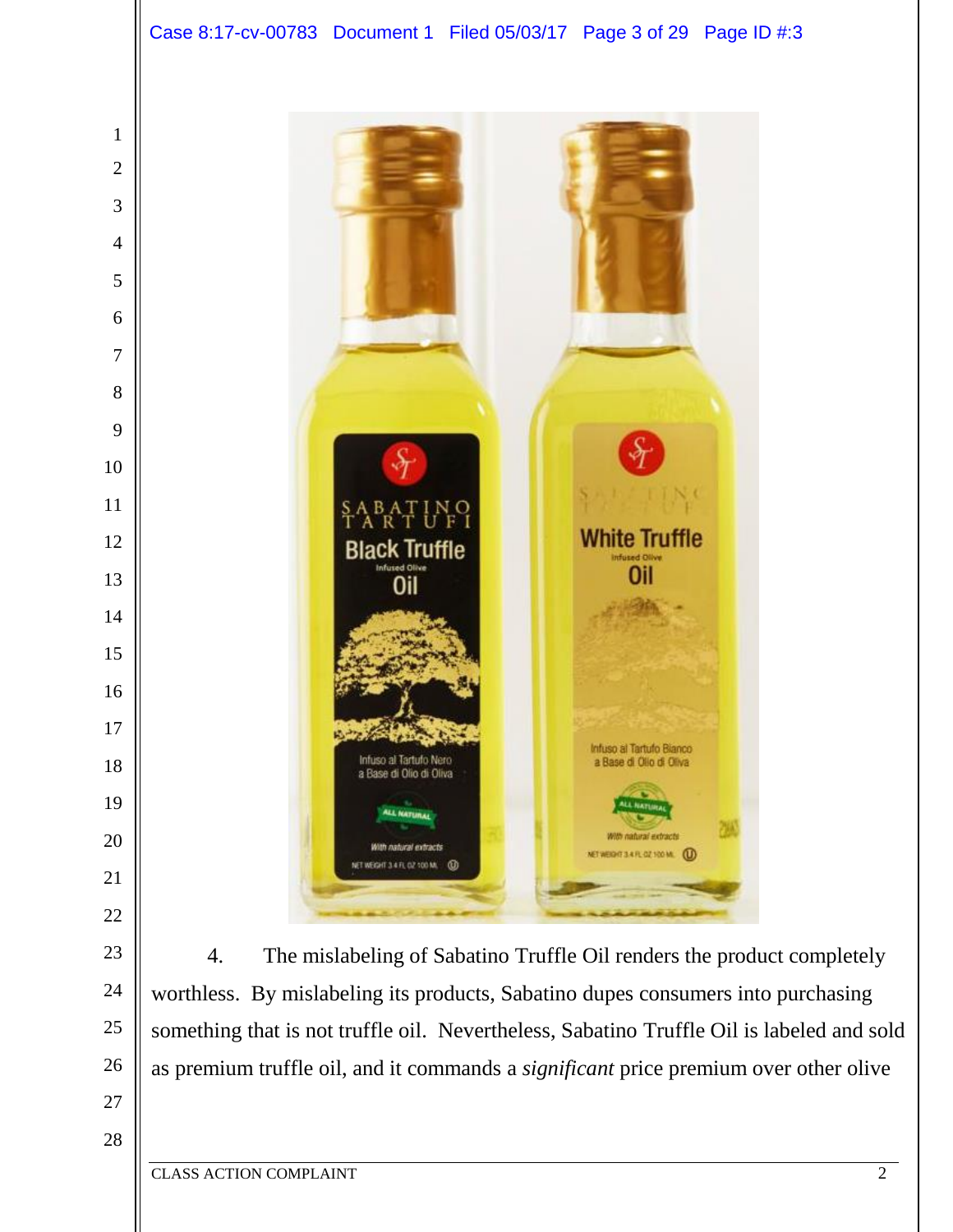4. The mislabeling of Sabatino Truffle Oil renders the product completely worthless. By mislabeling its products, Sabatino dupes consumers into purchasing something that is not truffle oil. Nevertheless, Sabatino Truffle Oil is labeled and sold as premium truffle oil, and it commands a *significant* price premium over other olive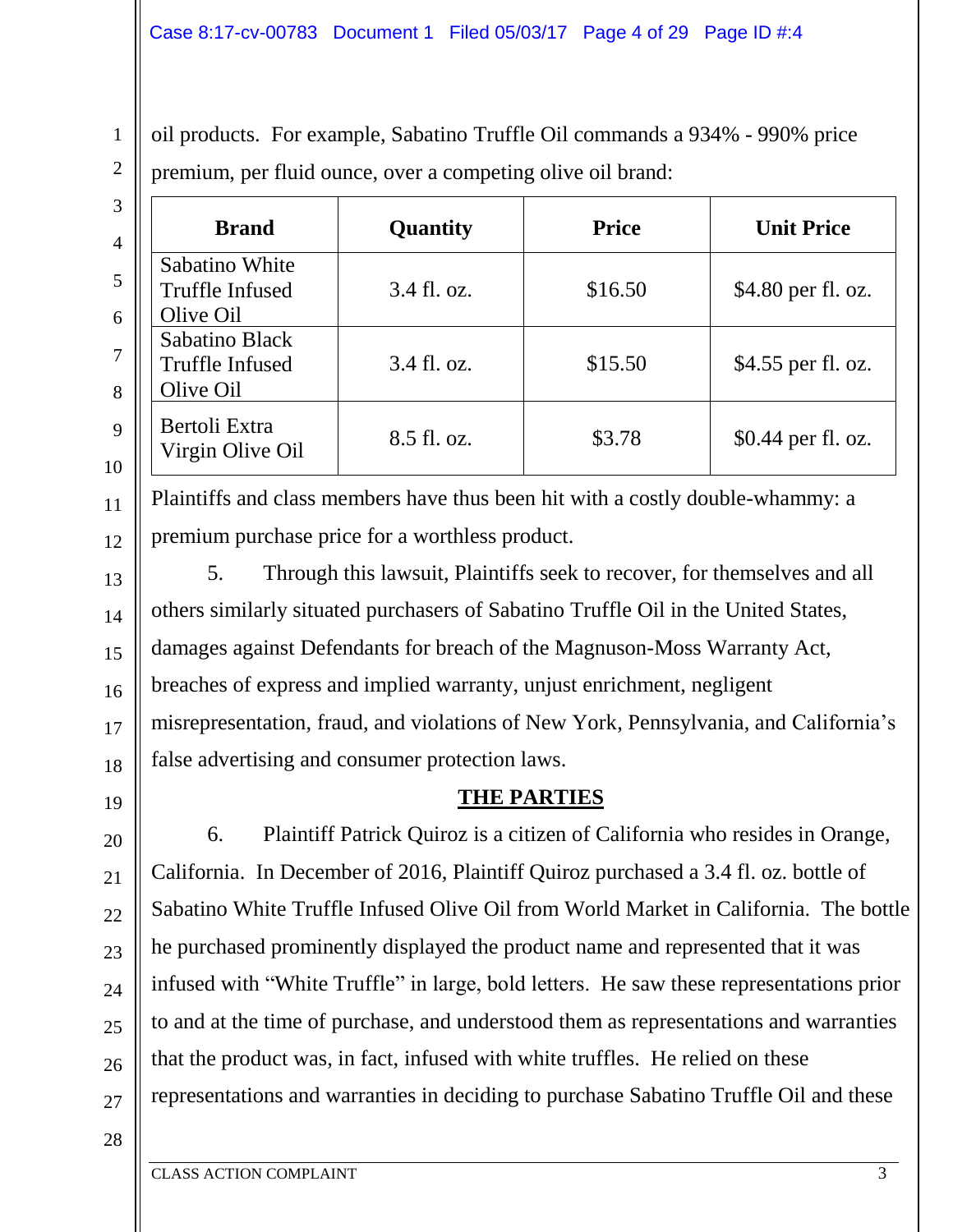oil products. For example, Sabatino Truffle Oil commands a 934% - 990% price premium, per fluid ounce, over a competing olive oil brand:

| Brand | Quantity | Price | Unit Price |
|---|---|---|---|
| Sabatino White Truffle Infused Olive Oil | 3.4 fl. oz. | $16.50 | $4.80 per fl. oz. |
| Sabatino Black Truffle Infused Olive Oil | 3.4 fl. oz. | $15.50 | $4.55 per fl. oz. |
| Bertoli Extra Virgin Olive Oil | 8.5 fl. oz. | $3.78 | $0.44 per fl. oz. |

Plaintiffs and class members have thus been hit with a costly double-whammy: a premium purchase price for a worthless product.

5. Through this lawsuit, Plaintiffs seek to recover, for themselves and all others similarly situated purchasers of Sabatino Truffle Oil in the United States, damages against Defendants for breach of the Magnuson-Moss Warranty Act, breaches of express and implied warranty, unjust enrichment, negligent misrepresentation, fraud, and violations of New York, Pennsylvania, and California's false advertising and consumer protection laws.

## THE PARTIES

6. Plaintiff Patrick Quiroz is a citizen of California who resides in Orange, California. In December of 2016, Plaintiff Quiroz purchased a 3.4 fl. oz. bottle of Sabatino White Truffle Infused Olive Oil from World Market in California. The bottle he purchased prominently displayed the product name and represented that it was infused with "White Truffle" in large, bold letters. He saw these representations prior to and at the time of purchase, and understood them as representations and warranties that the product was, in fact, infused with white truffles. He relied on these representations and warranties in deciding to purchase Sabatino Truffle Oil and these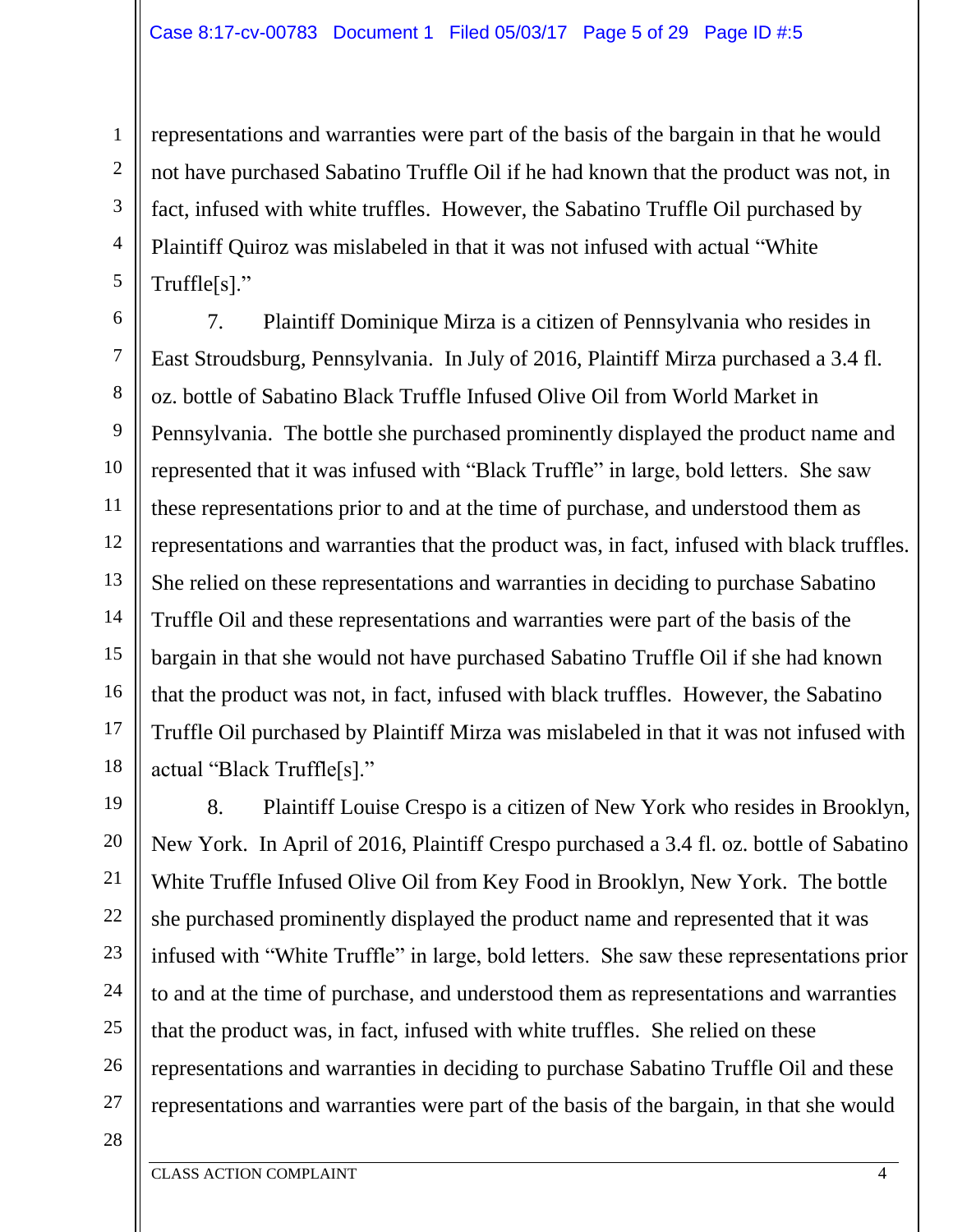representations and warranties were part of the basis of the bargain in that he would not have purchased Sabatino Truffle Oil if he had known that the product was not, in fact, infused with white truffles. However, the Sabatino Truffle Oil purchased by Plaintiff Quiroz was mislabeled in that it was not infused with actual "White Truffle[s]."

7. Plaintiff Dominique Mirza is a citizen of Pennsylvania who resides in East Stroudsburg, Pennsylvania. In July of 2016, Plaintiff Mirza purchased a 3.4 fl. oz. bottle of Sabatino Black Truffle Infused Olive Oil from World Market in Pennsylvania. The bottle she purchased prominently displayed the product name and represented that it was infused with "Black Truffle" in large, bold letters. She saw these representations prior to and at the time of purchase, and understood them as representations and warranties that the product was, in fact, infused with black truffles. She relied on these representations and warranties in deciding to purchase Sabatino Truffle Oil and these representations and warranties were part of the basis of the bargain in that she would not have purchased Sabatino Truffle Oil if she had known that the product was not, in fact, infused with black truffles. However, the Sabatino Truffle Oil purchased by Plaintiff Mirza was mislabeled in that it was not infused with actual "Black Truffle[s]."

8. Plaintiff Louise Crespo is a citizen of New York who resides in Brooklyn, New York. In April of 2016, Plaintiff Crespo purchased a 3.4 fl. oz. bottle of Sabatino White Truffle Infused Olive Oil from Key Food in Brooklyn, New York. The bottle she purchased prominently displayed the product name and represented that it was infused with "White Truffle" in large, bold letters. She saw these representations prior to and at the time of purchase, and understood them as representations and warranties that the product was, in fact, infused with white truffles. She relied on these representations and warranties in deciding to purchase Sabatino Truffle Oil and these representations and warranties were part of the basis of the bargain, in that she would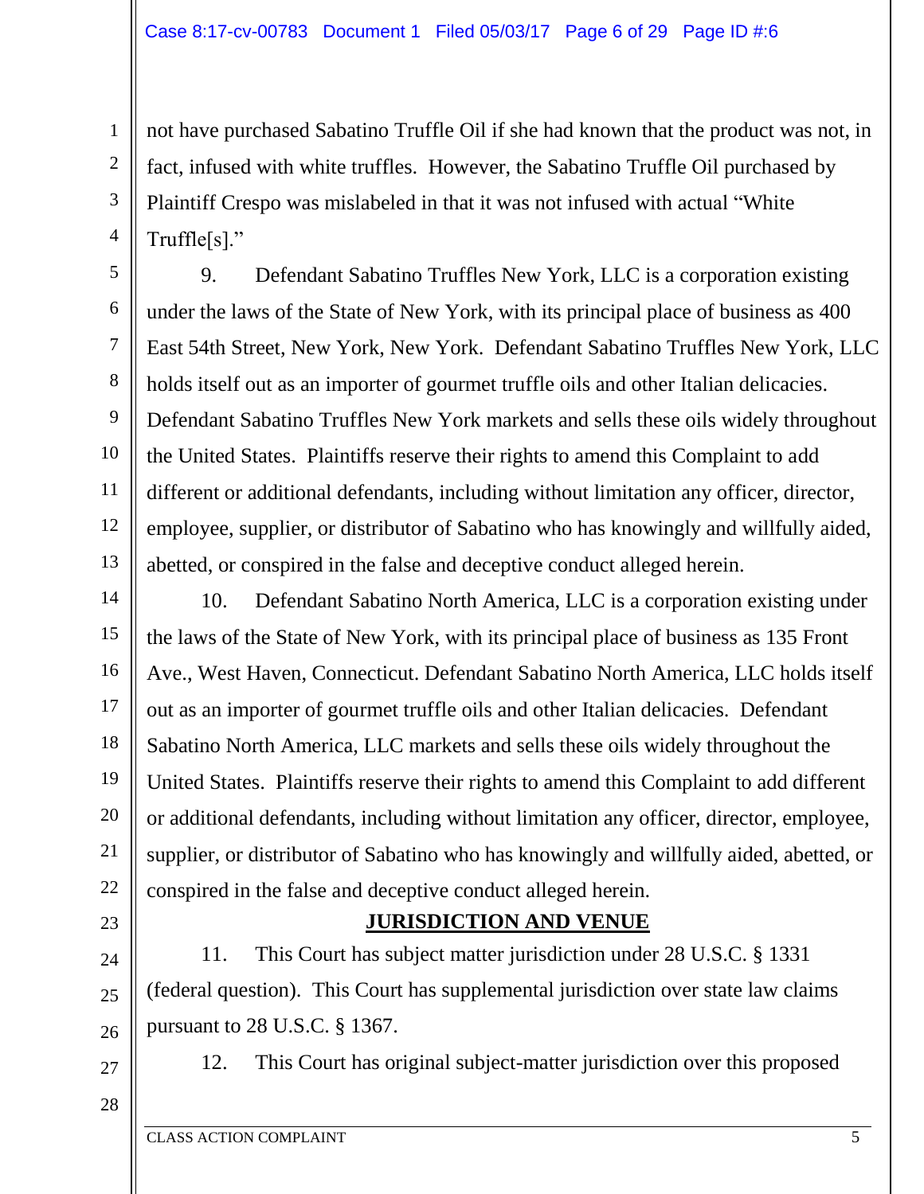not have purchased Sabatino Truffle Oil if she had known that the product was not, in fact, infused with white truffles. However, the Sabatino Truffle Oil purchased by Plaintiff Crespo was mislabeled in that it was not infused with actual "White Truffle[s]."

9. Defendant Sabatino Truffles New York, LLC is a corporation existing under the laws of the State of New York, with its principal place of business as 400 East 54th Street, New York, New York. Defendant Sabatino Truffles New York, LLC holds itself out as an importer of gourmet truffle oils and other Italian delicacies. Defendant Sabatino Truffles New York markets and sells these oils widely throughout the United States. Plaintiffs reserve their rights to amend this Complaint to add different or additional defendants, including without limitation any officer, director, employee, supplier, or distributor of Sabatino who has knowingly and willfully aided, abetted, or conspired in the false and deceptive conduct alleged herein.

10. Defendant Sabatino North America, LLC is a corporation existing under the laws of the State of New York, with its principal place of business as 135 Front Ave., West Haven, Connecticut. Defendant Sabatino North America, LLC holds itself out as an importer of gourmet truffle oils and other Italian delicacies. Defendant Sabatino North America, LLC markets and sells these oils widely throughout the United States. Plaintiffs reserve their rights to amend this Complaint to add different or additional defendants, including without limitation any officer, director, employee, supplier, or distributor of Sabatino who has knowingly and willfully aided, abetted, or conspired in the false and deceptive conduct alleged herein.

## JURISDICTION AND VENUE

11. This Court has subject matter jurisdiction under 28 U.S.C. § 1331 (federal question). This Court has supplemental jurisdiction over state law claims pursuant to 28 U.S.C. § 1367.

12. This Court has original subject-matter jurisdiction over this proposed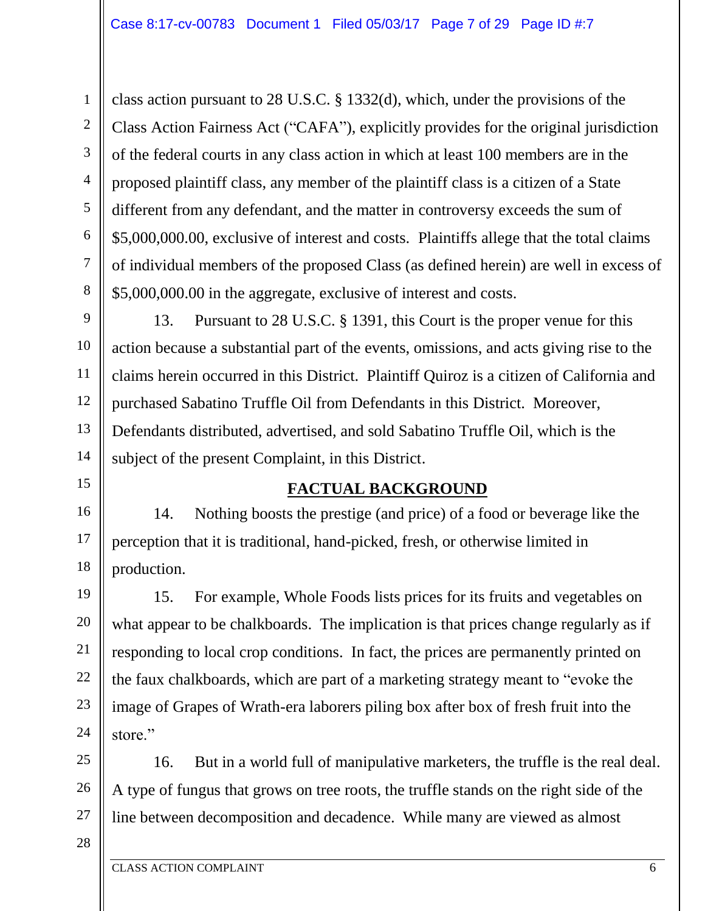class action pursuant to 28 U.S.C. § 1332(d), which, under the provisions of the Class Action Fairness Act ("CAFA"), explicitly provides for the original jurisdiction of the federal courts in any class action in which at least 100 members are in the proposed plaintiff class, any member of the plaintiff class is a citizen of a State different from any defendant, and the matter in controversy exceeds the sum of $5,000,000.00, exclusive of interest and costs. Plaintiffs allege that the total claims of individual members of the proposed Class (as defined herein) are well in excess of $5,000,000.00 in the aggregate, exclusive of interest and costs.

13. Pursuant to 28 U.S.C. § 1391, this Court is the proper venue for this action because a substantial part of the events, omissions, and acts giving rise to the claims herein occurred in this District. Plaintiff Quiroz is a citizen of California and purchased Sabatino Truffle Oil from Defendants in this District. Moreover, Defendants distributed, advertised, and sold Sabatino Truffle Oil, which is the subject of the present Complaint, in this District.

## FACTUAL BACKGROUND

14. Nothing boosts the prestige (and price) of a food or beverage like the perception that it is traditional, hand-picked, fresh, or otherwise limited in production.

15. For example, Whole Foods lists prices for its fruits and vegetables on what appear to be chalkboards. The implication is that prices change regularly as if responding to local crop conditions. In fact, the prices are permanently printed on the faux chalkboards, which are part of a marketing strategy meant to "evoke the image of Grapes of Wrath-era laborers piling box after box of fresh fruit into the store."

16. But in a world full of manipulative marketers, the truffle is the real deal. A type of fungus that grows on tree roots, the truffle stands on the right side of the line between decomposition and decadence. While many are viewed as almost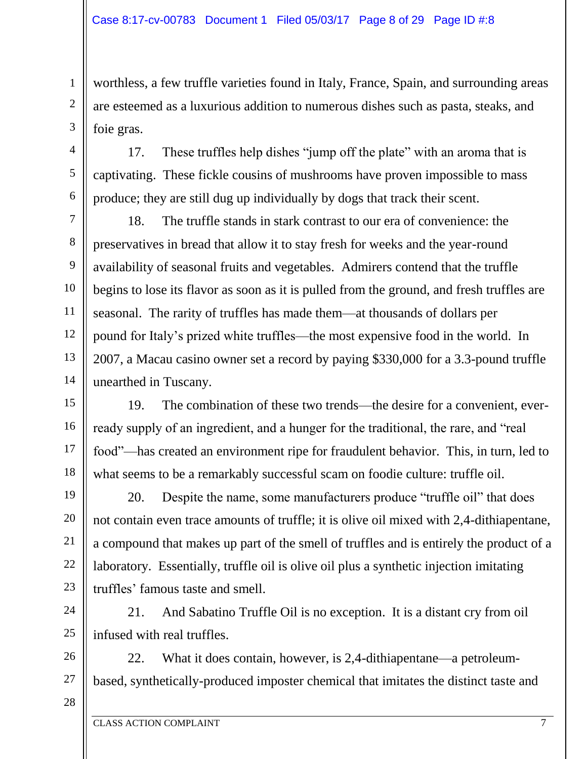worthless, a few truffle varieties found in Italy, France, Spain, and surrounding areas are esteemed as a luxurious addition to numerous dishes such as pasta, steaks, and foie gras.

17. These truffles help dishes "jump off the plate" with an aroma that is captivating. These fickle cousins of mushrooms have proven impossible to mass produce; they are still dug up individually by dogs that track their scent.

18. The truffle stands in stark contrast to our era of convenience: the preservatives in bread that allow it to stay fresh for weeks and the year-round availability of seasonal fruits and vegetables. Admirers contend that the truffle begins to lose its flavor as soon as it is pulled from the ground, and fresh truffles are seasonal. The rarity of truffles has made them—at thousands of dollars per pound for Italy's prized white truffles—the most expensive food in the world. In 2007, a Macau casino owner set a record by paying $330,000 for a 3.3-pound truffle unearthed in Tuscany.

19. The combination of these two trends—the desire for a convenient, ever-ready supply of an ingredient, and a hunger for the traditional, the rare, and "real food"—has created an environment ripe for fraudulent behavior. This, in turn, led to what seems to be a remarkably successful scam on foodie culture: truffle oil.

20. Despite the name, some manufacturers produce "truffle oil" that does not contain even trace amounts of truffle; it is olive oil mixed with 2,4-dithiapentane, a compound that makes up part of the smell of truffles and is entirely the product of a laboratory. Essentially, truffle oil is olive oil plus a synthetic injection imitating truffles' famous taste and smell.

21. And Sabatino Truffle Oil is no exception. It is a distant cry from oil infused with real truffles.

22. What it does contain, however, is 2,4-dithiapentane—a petroleum-based, synthetically-produced imposter chemical that imitates the distinct taste and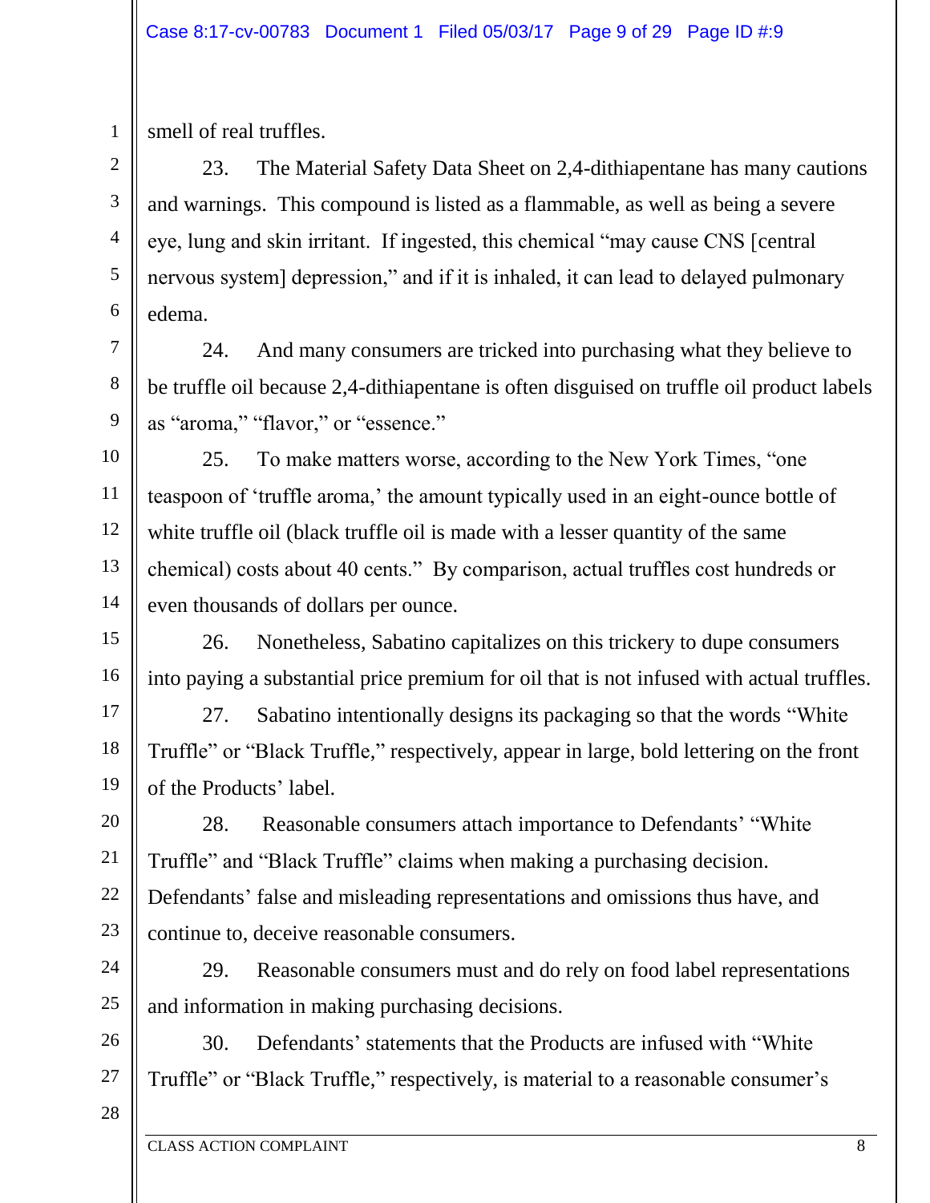smell of real truffles.

23. The Material Safety Data Sheet on 2,4-dithiapentane has many cautions and warnings. This compound is listed as a flammable, as well as being a severe eye, lung and skin irritant. If ingested, this chemical "may cause CNS [central nervous system] depression," and if it is inhaled, it can lead to delayed pulmonary edema.

24. And many consumers are tricked into purchasing what they believe to be truffle oil because 2,4-dithiapentane is often disguised on truffle oil product labels as "aroma," "flavor," or "essence."

25. To make matters worse, according to the New York Times, "one teaspoon of 'truffle aroma,' the amount typically used in an eight-ounce bottle of white truffle oil (black truffle oil is made with a lesser quantity of the same chemical) costs about 40 cents." By comparison, actual truffles cost hundreds or even thousands of dollars per ounce.

26. Nonetheless, Sabatino capitalizes on this trickery to dupe consumers into paying a substantial price premium for oil that is not infused with actual truffles.

27. Sabatino intentionally designs its packaging so that the words "White Truffle" or "Black Truffle," respectively, appear in large, bold lettering on the front of the Products' label.

28. Reasonable consumers attach importance to Defendants' "White Truffle" and "Black Truffle" claims when making a purchasing decision. Defendants' false and misleading representations and omissions thus have, and continue to, deceive reasonable consumers.

29. Reasonable consumers must and do rely on food label representations and information in making purchasing decisions.

30. Defendants' statements that the Products are infused with "White Truffle" or "Black Truffle," respectively, is material to a reasonable consumer's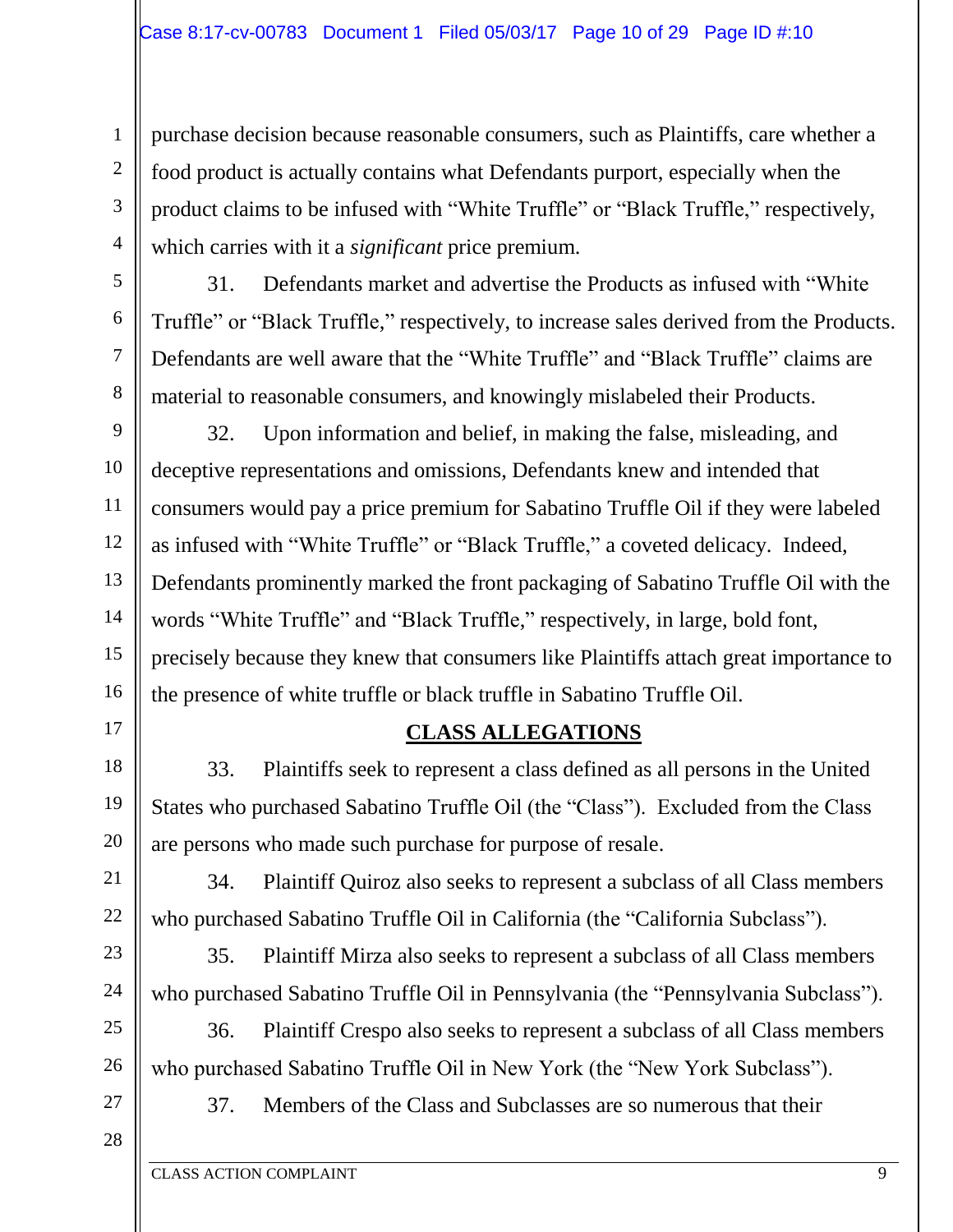purchase decision because reasonable consumers, such as Plaintiffs, care whether a food product is actually contains what Defendants purport, especially when the product claims to be infused with "White Truffle" or "Black Truffle," respectively, which carries with it a *significant* price premium.

31. Defendants market and advertise the Products as infused with "White Truffle" or "Black Truffle," respectively, to increase sales derived from the Products. Defendants are well aware that the "White Truffle" and "Black Truffle" claims are material to reasonable consumers, and knowingly mislabeled their Products.

32. Upon information and belief, in making the false, misleading, and deceptive representations and omissions, Defendants knew and intended that consumers would pay a price premium for Sabatino Truffle Oil if they were labeled as infused with "White Truffle" or "Black Truffle," a coveted delicacy. Indeed, Defendants prominently marked the front packaging of Sabatino Truffle Oil with the words "White Truffle" and "Black Truffle," respectively, in large, bold font, precisely because they knew that consumers like Plaintiffs attach great importance to the presence of white truffle or black truffle in Sabatino Truffle Oil.

## CLASS ALLEGATIONS

33. Plaintiffs seek to represent a class defined as all persons in the United States who purchased Sabatino Truffle Oil (the "Class"). Excluded from the Class are persons who made such purchase for purpose of resale.

34. Plaintiff Quiroz also seeks to represent a subclass of all Class members who purchased Sabatino Truffle Oil in California (the "California Subclass").

35. Plaintiff Mirza also seeks to represent a subclass of all Class members who purchased Sabatino Truffle Oil in Pennsylvania (the "Pennsylvania Subclass").

36. Plaintiff Crespo also seeks to represent a subclass of all Class members who purchased Sabatino Truffle Oil in New York (the "New York Subclass").

37. Members of the Class and Subclasses are so numerous that their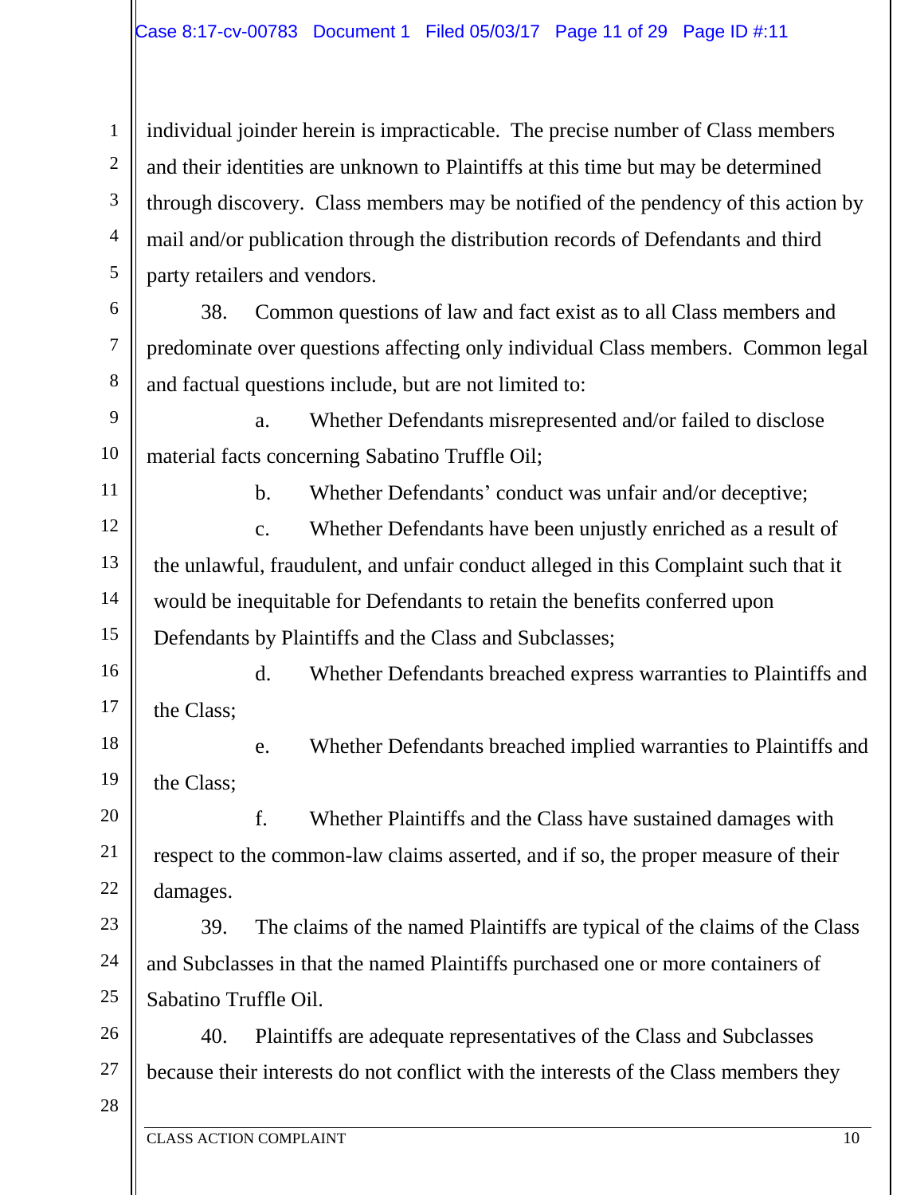individual joinder herein is impracticable. The precise number of Class members and their identities are unknown to Plaintiffs at this time but may be determined through discovery. Class members may be notified of the pendency of this action by mail and/or publication through the distribution records of Defendants and third party retailers and vendors.

38. Common questions of law and fact exist as to all Class members and predominate over questions affecting only individual Class members. Common legal and factual questions include, but are not limited to:

a. Whether Defendants misrepresented and/or failed to disclose material facts concerning Sabatino Truffle Oil;

b. Whether Defendants' conduct was unfair and/or deceptive;

c. Whether Defendants have been unjustly enriched as a result of the unlawful, fraudulent, and unfair conduct alleged in this Complaint such that it would be inequitable for Defendants to retain the benefits conferred upon Defendants by Plaintiffs and the Class and Subclasses;

d. Whether Defendants breached express warranties to Plaintiffs and the Class;

e. Whether Defendants breached implied warranties to Plaintiffs and the Class;

f. Whether Plaintiffs and the Class have sustained damages with respect to the common-law claims asserted, and if so, the proper measure of their damages.

39. The claims of the named Plaintiffs are typical of the claims of the Class and Subclasses in that the named Plaintiffs purchased one or more containers of Sabatino Truffle Oil.

40. Plaintiffs are adequate representatives of the Class and Subclasses because their interests do not conflict with the interests of the Class members they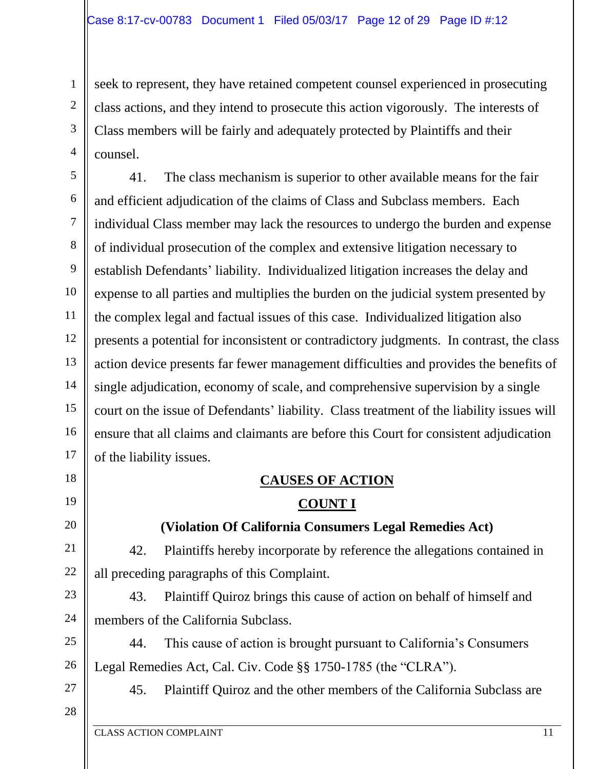seek to represent, they have retained competent counsel experienced in prosecuting class actions, and they intend to prosecute this action vigorously. The interests of Class members will be fairly and adequately protected by Plaintiffs and their counsel.

41. The class mechanism is superior to other available means for the fair and efficient adjudication of the claims of Class and Subclass members. Each individual Class member may lack the resources to undergo the burden and expense of individual prosecution of the complex and extensive litigation necessary to establish Defendants' liability. Individualized litigation increases the delay and expense to all parties and multiplies the burden on the judicial system presented by the complex legal and factual issues of this case. Individualized litigation also presents a potential for inconsistent or contradictory judgments. In contrast, the class action device presents far fewer management difficulties and provides the benefits of single adjudication, economy of scale, and comprehensive supervision by a single court on the issue of Defendants' liability. Class treatment of the liability issues will ensure that all claims and claimants are before this Court for consistent adjudication of the liability issues.

## CAUSES OF ACTION

## COUNT I

### (Violation Of California Consumers Legal Remedies Act)

42. Plaintiffs hereby incorporate by reference the allegations contained in all preceding paragraphs of this Complaint.

43. Plaintiff Quiroz brings this cause of action on behalf of himself and members of the California Subclass.

44. This cause of action is brought pursuant to California's Consumers Legal Remedies Act, Cal. Civ. Code §§ 1750-1785 (the "CLRA").

45. Plaintiff Quiroz and the other members of the California Subclass are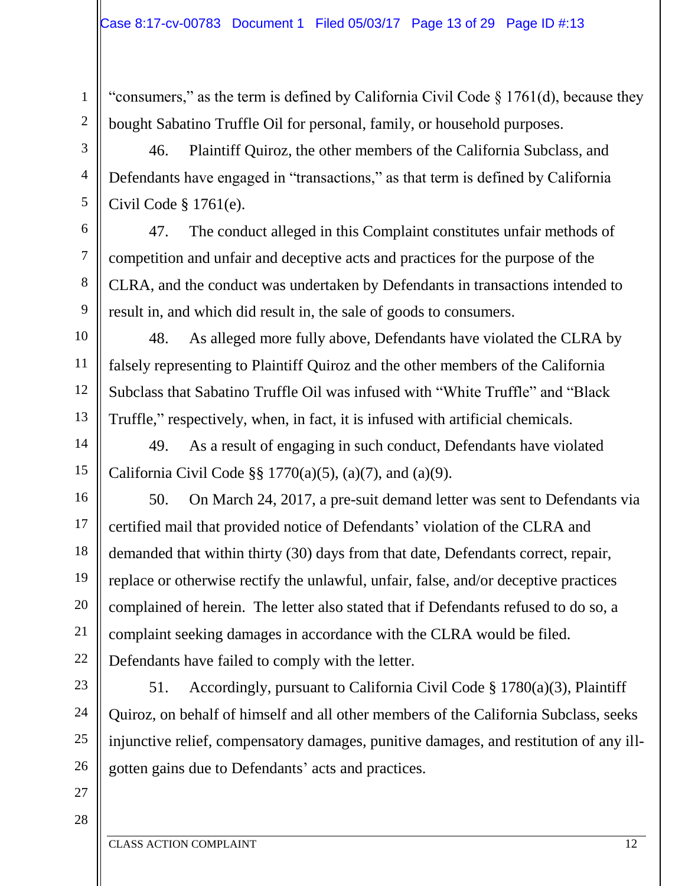"consumers," as the term is defined by California Civil Code § 1761(d), because they bought Sabatino Truffle Oil for personal, family, or household purposes.

46. Plaintiff Quiroz, the other members of the California Subclass, and Defendants have engaged in "transactions," as that term is defined by California Civil Code § 1761(e).

47. The conduct alleged in this Complaint constitutes unfair methods of competition and unfair and deceptive acts and practices for the purpose of the CLRA, and the conduct was undertaken by Defendants in transactions intended to result in, and which did result in, the sale of goods to consumers.

48. As alleged more fully above, Defendants have violated the CLRA by falsely representing to Plaintiff Quiroz and the other members of the California Subclass that Sabatino Truffle Oil was infused with "White Truffle" and "Black Truffle," respectively, when, in fact, it is infused with artificial chemicals.

49. As a result of engaging in such conduct, Defendants have violated California Civil Code §§ 1770(a)(5), (a)(7), and (a)(9).

50. On March 24, 2017, a pre-suit demand letter was sent to Defendants via certified mail that provided notice of Defendants' violation of the CLRA and demanded that within thirty (30) days from that date, Defendants correct, repair, replace or otherwise rectify the unlawful, unfair, false, and/or deceptive practices complained of herein. The letter also stated that if Defendants refused to do so, a complaint seeking damages in accordance with the CLRA would be filed. Defendants have failed to comply with the letter.

51. Accordingly, pursuant to California Civil Code § 1780(a)(3), Plaintiff Quiroz, on behalf of himself and all other members of the California Subclass, seeks injunctive relief, compensatory damages, punitive damages, and restitution of any ill-gotten gains due to Defendants' acts and practices.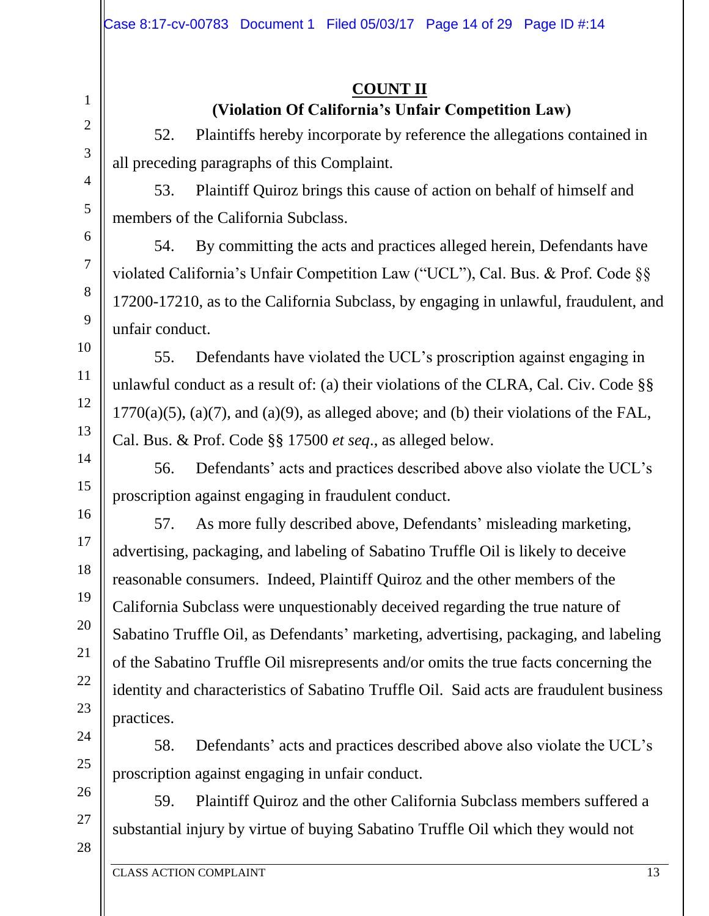**COUNT II**

**(Violation Of California's Unfair Competition Law)**

52. Plaintiffs hereby incorporate by reference the allegations contained in all preceding paragraphs of this Complaint.

53. Plaintiff Quiroz brings this cause of action on behalf of himself and members of the California Subclass.

54. By committing the acts and practices alleged herein, Defendants have violated California's Unfair Competition Law ("UCL"), Cal. Bus. & Prof. Code §§ 17200-17210, as to the California Subclass, by engaging in unlawful, fraudulent, and unfair conduct.

55. Defendants have violated the UCL's proscription against engaging in unlawful conduct as a result of: (a) their violations of the CLRA, Cal. Civ. Code §§ 1770(a)(5), (a)(7), and (a)(9), as alleged above; and (b) their violations of the FAL, Cal. Bus. & Prof. Code §§ 17500 *et seq*., as alleged below.

56. Defendants' acts and practices described above also violate the UCL's proscription against engaging in fraudulent conduct.

57. As more fully described above, Defendants' misleading marketing, advertising, packaging, and labeling of Sabatino Truffle Oil is likely to deceive reasonable consumers. Indeed, Plaintiff Quiroz and the other members of the California Subclass were unquestionably deceived regarding the true nature of Sabatino Truffle Oil, as Defendants' marketing, advertising, packaging, and labeling of the Sabatino Truffle Oil misrepresents and/or omits the true facts concerning the identity and characteristics of Sabatino Truffle Oil. Said acts are fraudulent business practices.

58. Defendants' acts and practices described above also violate the UCL's proscription against engaging in unfair conduct.

59. Plaintiff Quiroz and the other California Subclass members suffered a substantial injury by virtue of buying Sabatino Truffle Oil which they would not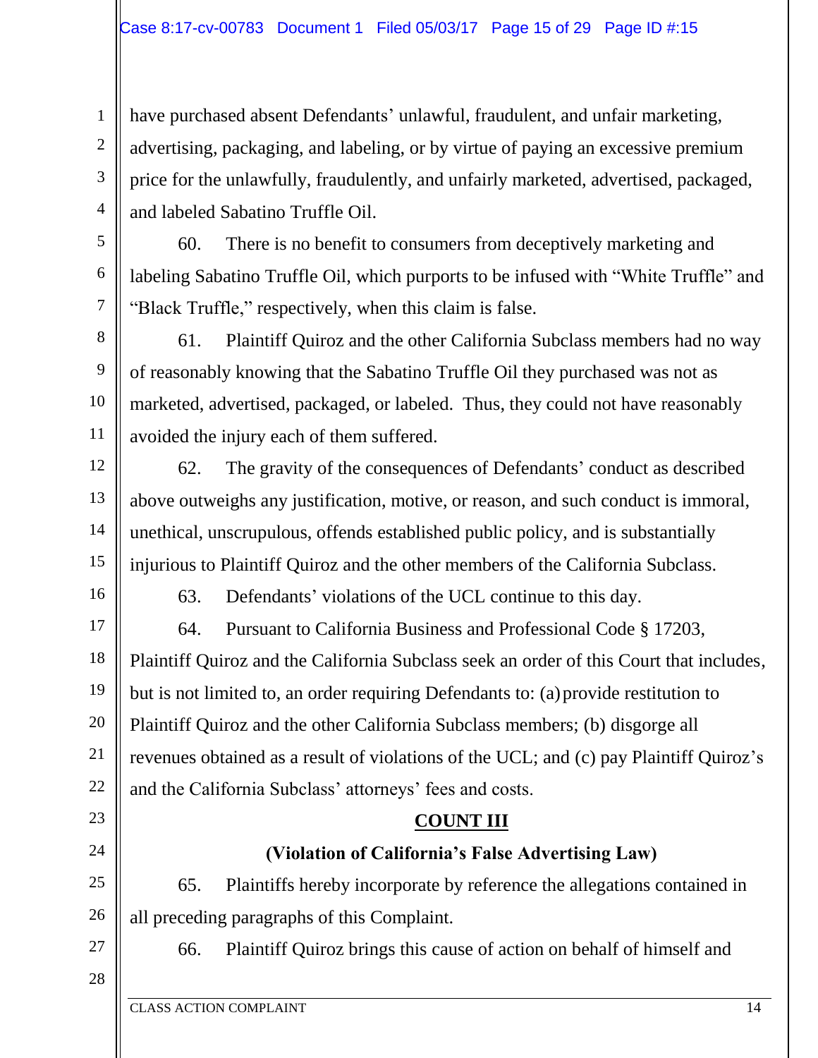have purchased absent Defendants' unlawful, fraudulent, and unfair marketing, advertising, packaging, and labeling, or by virtue of paying an excessive premium price for the unlawfully, fraudulently, and unfairly marketed, advertised, packaged, and labeled Sabatino Truffle Oil.

60. There is no benefit to consumers from deceptively marketing and labeling Sabatino Truffle Oil, which purports to be infused with "White Truffle" and "Black Truffle," respectively, when this claim is false.

61. Plaintiff Quiroz and the other California Subclass members had no way of reasonably knowing that the Sabatino Truffle Oil they purchased was not as marketed, advertised, packaged, or labeled. Thus, they could not have reasonably avoided the injury each of them suffered.

62. The gravity of the consequences of Defendants' conduct as described above outweighs any justification, motive, or reason, and such conduct is immoral, unethical, unscrupulous, offends established public policy, and is substantially injurious to Plaintiff Quiroz and the other members of the California Subclass.

63. Defendants' violations of the UCL continue to this day.

64. Pursuant to California Business and Professional Code § 17203, Plaintiff Quiroz and the California Subclass seek an order of this Court that includes, but is not limited to, an order requiring Defendants to: (a) provide restitution to Plaintiff Quiroz and the other California Subclass members; (b) disgorge all revenues obtained as a result of violations of the UCL; and (c) pay Plaintiff Quiroz's and the California Subclass' attorneys' fees and costs.

**COUNT III**

**(Violation of California's False Advertising Law)**

65. Plaintiffs hereby incorporate by reference the allegations contained in all preceding paragraphs of this Complaint.

66. Plaintiff Quiroz brings this cause of action on behalf of himself and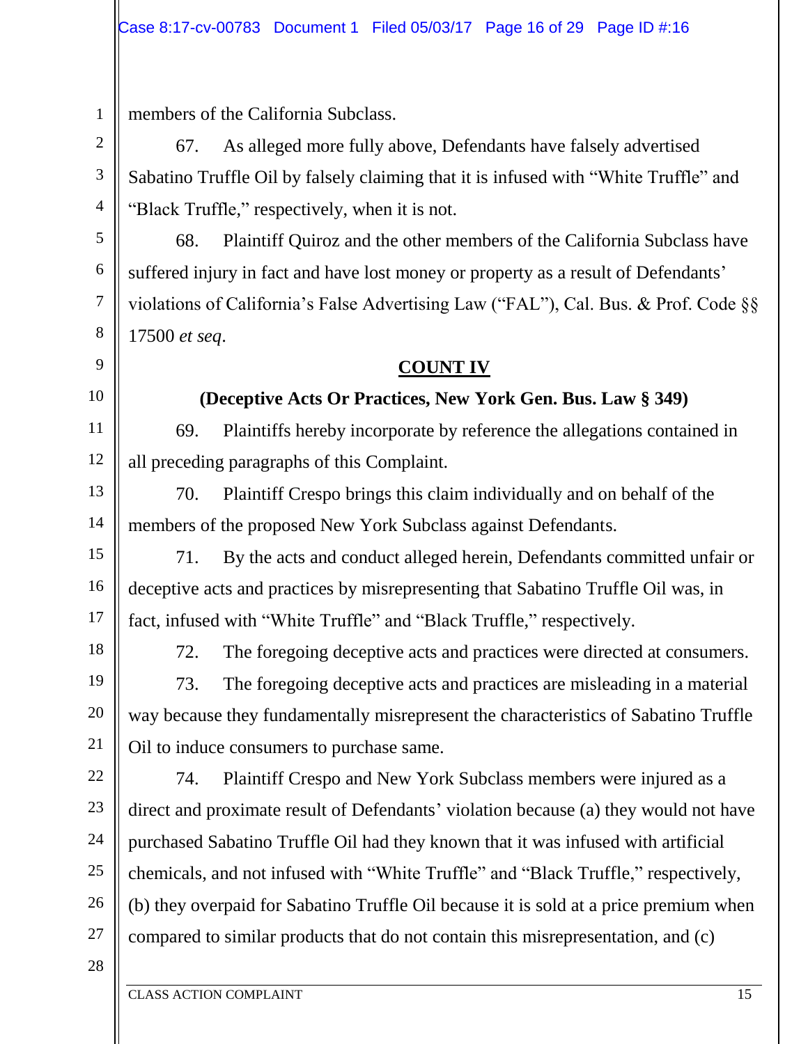members of the California Subclass.

67. As alleged more fully above, Defendants have falsely advertised Sabatino Truffle Oil by falsely claiming that it is infused with "White Truffle" and "Black Truffle," respectively, when it is not.

68. Plaintiff Quiroz and the other members of the California Subclass have suffered injury in fact and have lost money or property as a result of Defendants' violations of California's False Advertising Law ("FAL"), Cal. Bus. & Prof. Code §§ 17500 *et seq*.

**COUNT IV**

**(Deceptive Acts Or Practices, New York Gen. Bus. Law § 349)**

69. Plaintiffs hereby incorporate by reference the allegations contained in all preceding paragraphs of this Complaint.

70. Plaintiff Crespo brings this claim individually and on behalf of the members of the proposed New York Subclass against Defendants.

71. By the acts and conduct alleged herein, Defendants committed unfair or deceptive acts and practices by misrepresenting that Sabatino Truffle Oil was, in fact, infused with "White Truffle" and "Black Truffle," respectively.

72. The foregoing deceptive acts and practices were directed at consumers.

73. The foregoing deceptive acts and practices are misleading in a material way because they fundamentally misrepresent the characteristics of Sabatino Truffle Oil to induce consumers to purchase same.

74. Plaintiff Crespo and New York Subclass members were injured as a direct and proximate result of Defendants' violation because (a) they would not have purchased Sabatino Truffle Oil had they known that it was infused with artificial chemicals, and not infused with "White Truffle" and "Black Truffle," respectively, (b) they overpaid for Sabatino Truffle Oil because it is sold at a price premium when compared to similar products that do not contain this misrepresentation, and (c)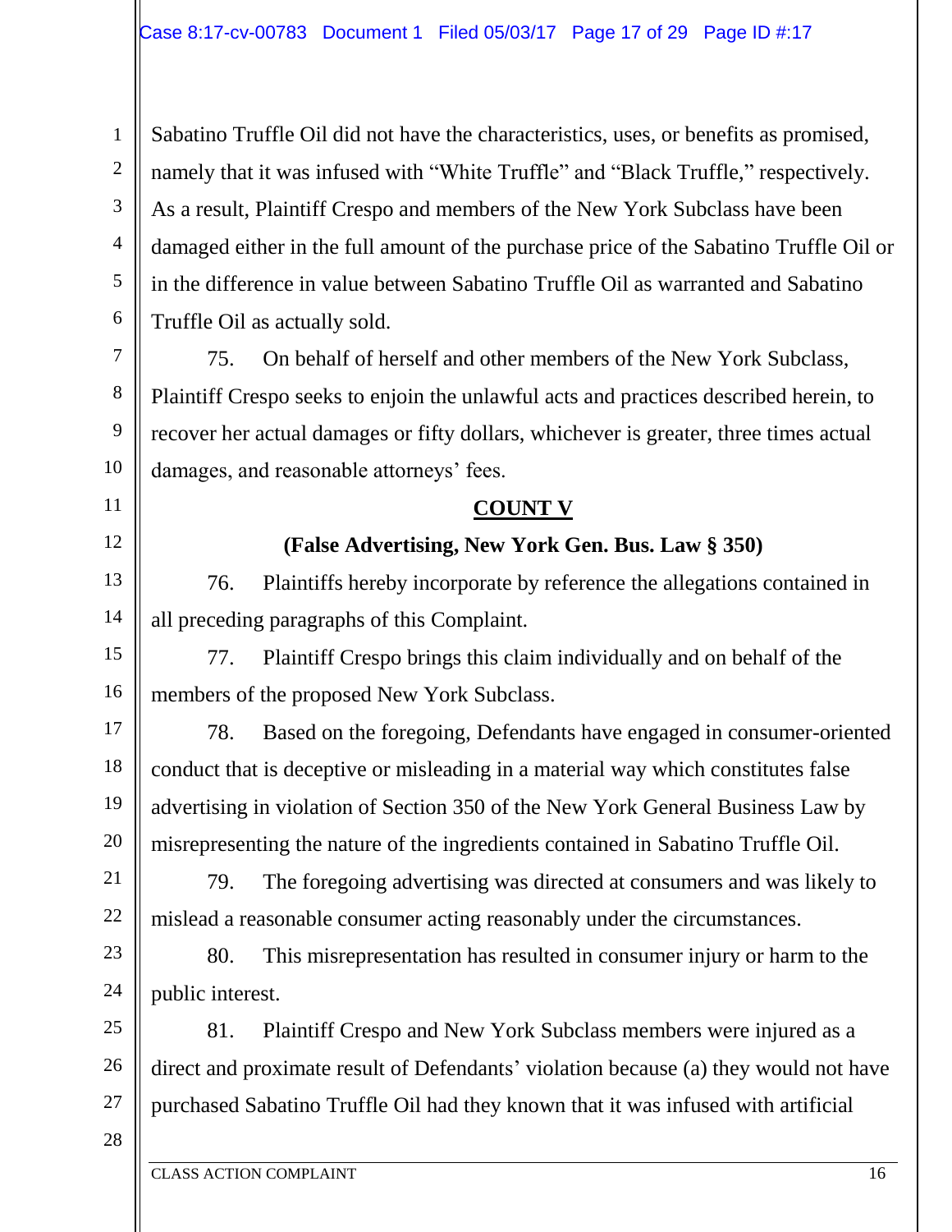Sabatino Truffle Oil did not have the characteristics, uses, or benefits as promised, namely that it was infused with "White Truffle" and "Black Truffle," respectively. As a result, Plaintiff Crespo and members of the New York Subclass have been damaged either in the full amount of the purchase price of the Sabatino Truffle Oil or in the difference in value between Sabatino Truffle Oil as warranted and Sabatino Truffle Oil as actually sold.

75. On behalf of herself and other members of the New York Subclass, Plaintiff Crespo seeks to enjoin the unlawful acts and practices described herein, to recover her actual damages or fifty dollars, whichever is greater, three times actual damages, and reasonable attorneys' fees.

**COUNT V**

**(False Advertising, New York Gen. Bus. Law § 350)**

76. Plaintiffs hereby incorporate by reference the allegations contained in all preceding paragraphs of this Complaint.

77. Plaintiff Crespo brings this claim individually and on behalf of the members of the proposed New York Subclass.

78. Based on the foregoing, Defendants have engaged in consumer-oriented conduct that is deceptive or misleading in a material way which constitutes false advertising in violation of Section 350 of the New York General Business Law by misrepresenting the nature of the ingredients contained in Sabatino Truffle Oil.

79. The foregoing advertising was directed at consumers and was likely to mislead a reasonable consumer acting reasonably under the circumstances.

80. This misrepresentation has resulted in consumer injury or harm to the public interest.

81. Plaintiff Crespo and New York Subclass members were injured as a direct and proximate result of Defendants' violation because (a) they would not have purchased Sabatino Truffle Oil had they known that it was infused with artificial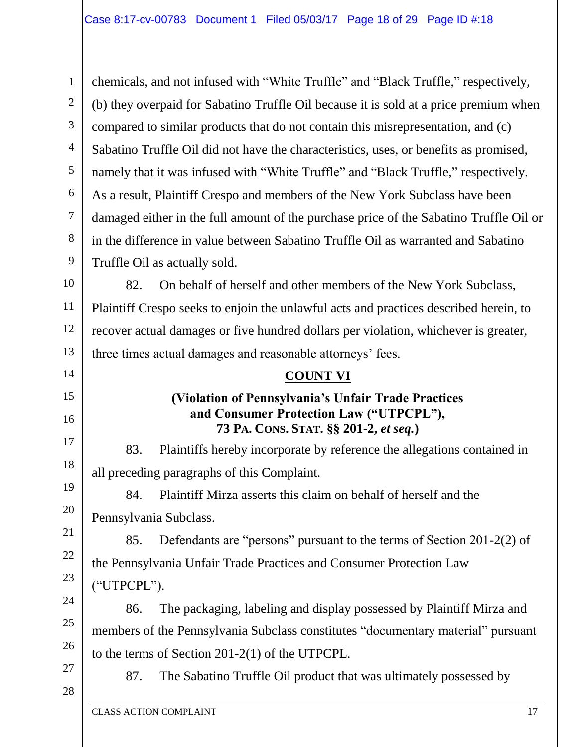chemicals, and not infused with "White Truffle" and "Black Truffle," respectively, (b) they overpaid for Sabatino Truffle Oil because it is sold at a price premium when compared to similar products that do not contain this misrepresentation, and (c) Sabatino Truffle Oil did not have the characteristics, uses, or benefits as promised, namely that it was infused with "White Truffle" and "Black Truffle," respectively. As a result, Plaintiff Crespo and members of the New York Subclass have been damaged either in the full amount of the purchase price of the Sabatino Truffle Oil or in the difference in value between Sabatino Truffle Oil as warranted and Sabatino Truffle Oil as actually sold.

82. On behalf of herself and other members of the New York Subclass, Plaintiff Crespo seeks to enjoin the unlawful acts and practices described herein, to recover actual damages or five hundred dollars per violation, whichever is greater, three times actual damages and reasonable attorneys' fees.

## COUNT VI

**(Violation of Pennsylvania's Unfair Trade Practices and Consumer Protection Law ("UTPCPL"), 73 PA. CONS. STAT. §§ 201-2, *et seq.*)**

83. Plaintiffs hereby incorporate by reference the allegations contained in all preceding paragraphs of this Complaint.

84. Plaintiff Mirza asserts this claim on behalf of herself and the Pennsylvania Subclass.

85. Defendants are "persons" pursuant to the terms of Section 201-2(2) of the Pennsylvania Unfair Trade Practices and Consumer Protection Law ("UTPCPL").

86. The packaging, labeling and display possessed by Plaintiff Mirza and members of the Pennsylvania Subclass constitutes "documentary material" pursuant to the terms of Section 201-2(1) of the UTPCPL.

87. The Sabatino Truffle Oil product that was ultimately possessed by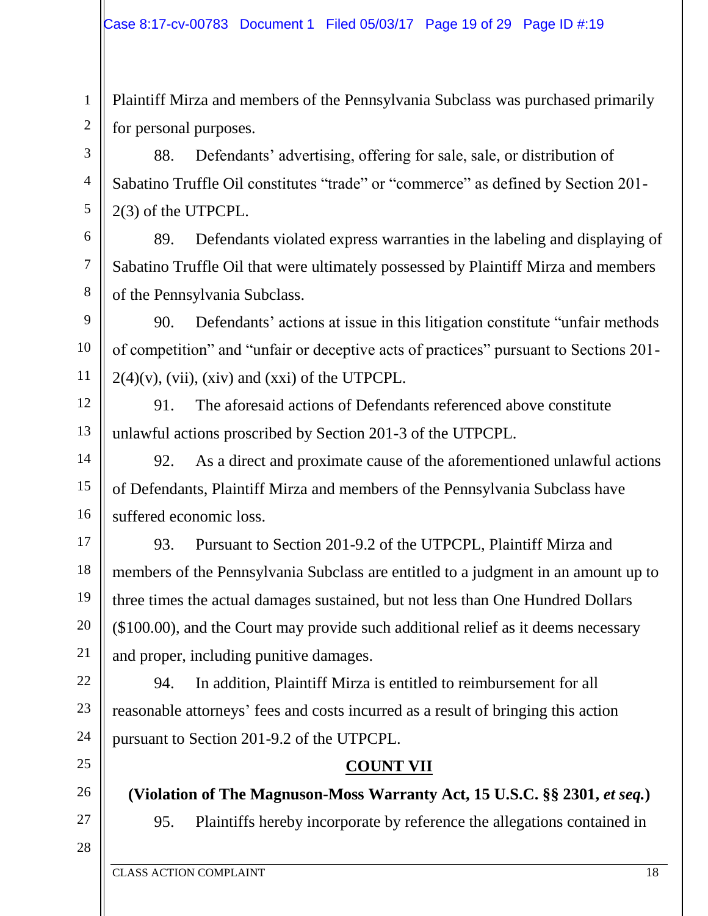Plaintiff Mirza and members of the Pennsylvania Subclass was purchased primarily for personal purposes.

88. Defendants' advertising, offering for sale, sale, or distribution of Sabatino Truffle Oil constitutes "trade" or "commerce" as defined by Section 201-2(3) of the UTPCPL.

89. Defendants violated express warranties in the labeling and displaying of Sabatino Truffle Oil that were ultimately possessed by Plaintiff Mirza and members of the Pennsylvania Subclass.

90. Defendants' actions at issue in this litigation constitute "unfair methods of competition" and "unfair or deceptive acts of practices" pursuant to Sections 201-2(4)(v), (vii), (xiv) and (xxi) of the UTPCPL.

91. The aforesaid actions of Defendants referenced above constitute unlawful actions proscribed by Section 201-3 of the UTPCPL.

92. As a direct and proximate cause of the aforementioned unlawful actions of Defendants, Plaintiff Mirza and members of the Pennsylvania Subclass have suffered economic loss.

93. Pursuant to Section 201-9.2 of the UTPCPL, Plaintiff Mirza and members of the Pennsylvania Subclass are entitled to a judgment in an amount up to three times the actual damages sustained, but not less than One Hundred Dollars ($100.00), and the Court may provide such additional relief as it deems necessary and proper, including punitive damages.

94. In addition, Plaintiff Mirza is entitled to reimbursement for all reasonable attorneys' fees and costs incurred as a result of bringing this action pursuant to Section 201-9.2 of the UTPCPL.

## COUNT VII

**(Violation of The Magnuson-Moss Warranty Act, 15 U.S.C. §§ 2301, *et seq.*)**

95. Plaintiffs hereby incorporate by reference the allegations contained in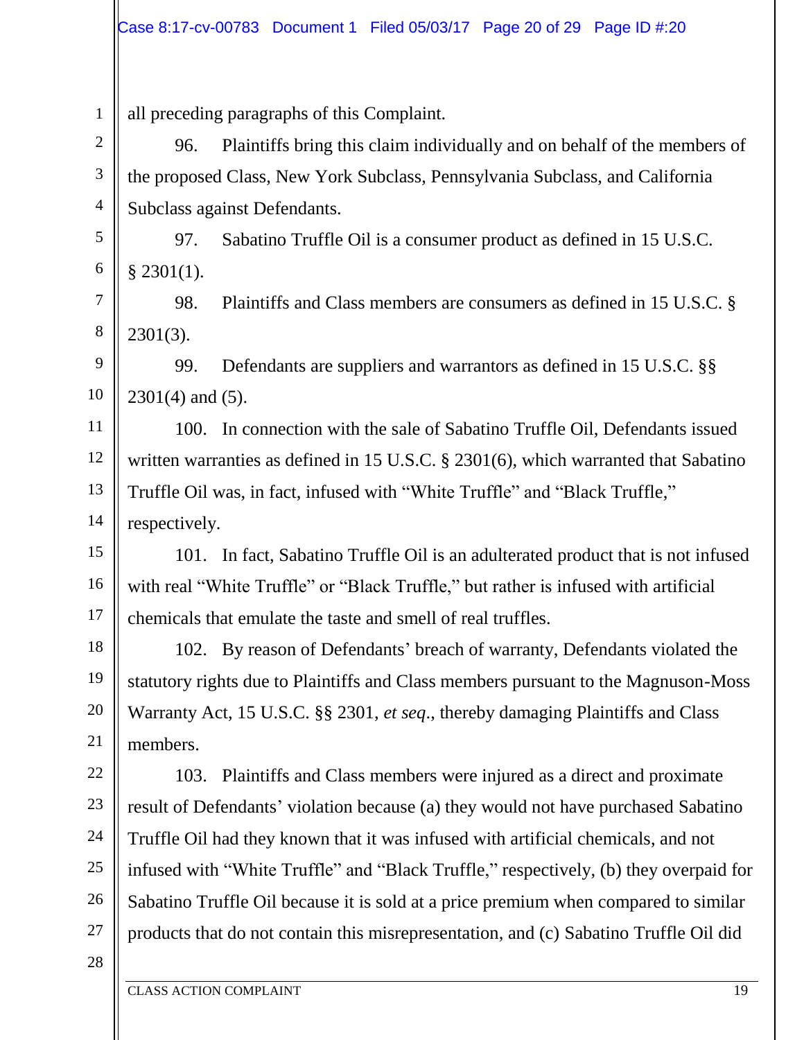all preceding paragraphs of this Complaint.

96. Plaintiffs bring this claim individually and on behalf of the members of the proposed Class, New York Subclass, Pennsylvania Subclass, and California Subclass against Defendants.

97. Sabatino Truffle Oil is a consumer product as defined in 15 U.S.C. § 2301(1).

98. Plaintiffs and Class members are consumers as defined in 15 U.S.C. § 2301(3).

99. Defendants are suppliers and warrantors as defined in 15 U.S.C. §§ 2301(4) and (5).

100. In connection with the sale of Sabatino Truffle Oil, Defendants issued written warranties as defined in 15 U.S.C. § 2301(6), which warranted that Sabatino Truffle Oil was, in fact, infused with "White Truffle" and "Black Truffle," respectively.

101. In fact, Sabatino Truffle Oil is an adulterated product that is not infused with real "White Truffle" or "Black Truffle," but rather is infused with artificial chemicals that emulate the taste and smell of real truffles.

102. By reason of Defendants' breach of warranty, Defendants violated the statutory rights due to Plaintiffs and Class members pursuant to the Magnuson-Moss Warranty Act, 15 U.S.C. §§ 2301, *et seq*., thereby damaging Plaintiffs and Class members.

103. Plaintiffs and Class members were injured as a direct and proximate result of Defendants' violation because (a) they would not have purchased Sabatino Truffle Oil had they known that it was infused with artificial chemicals, and not infused with "White Truffle" and "Black Truffle," respectively, (b) they overpaid for Sabatino Truffle Oil because it is sold at a price premium when compared to similar products that do not contain this misrepresentation, and (c) Sabatino Truffle Oil did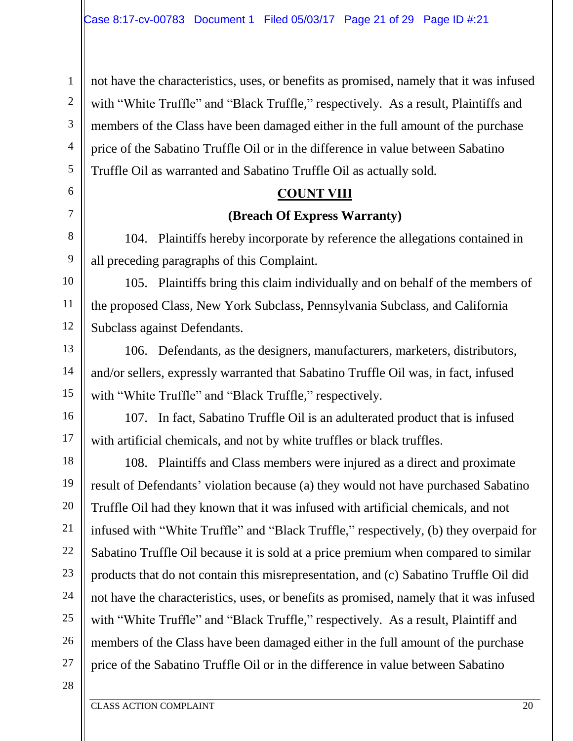not have the characteristics, uses, or benefits as promised, namely that it was infused with "White Truffle" and "Black Truffle," respectively. As a result, Plaintiffs and members of the Class have been damaged either in the full amount of the purchase price of the Sabatino Truffle Oil or in the difference in value between Sabatino Truffle Oil as warranted and Sabatino Truffle Oil as actually sold.

**COUNT VIII**

**(Breach Of Express Warranty)**

104. Plaintiffs hereby incorporate by reference the allegations contained in all preceding paragraphs of this Complaint.

105. Plaintiffs bring this claim individually and on behalf of the members of the proposed Class, New York Subclass, Pennsylvania Subclass, and California Subclass against Defendants.

106. Defendants, as the designers, manufacturers, marketers, distributors, and/or sellers, expressly warranted that Sabatino Truffle Oil was, in fact, infused with "White Truffle" and "Black Truffle," respectively.

107. In fact, Sabatino Truffle Oil is an adulterated product that is infused with artificial chemicals, and not by white truffles or black truffles.

108. Plaintiffs and Class members were injured as a direct and proximate result of Defendants' violation because (a) they would not have purchased Sabatino Truffle Oil had they known that it was infused with artificial chemicals, and not infused with "White Truffle" and "Black Truffle," respectively, (b) they overpaid for Sabatino Truffle Oil because it is sold at a price premium when compared to similar products that do not contain this misrepresentation, and (c) Sabatino Truffle Oil did not have the characteristics, uses, or benefits as promised, namely that it was infused with "White Truffle" and "Black Truffle," respectively. As a result, Plaintiff and members of the Class have been damaged either in the full amount of the purchase price of the Sabatino Truffle Oil or in the difference in value between Sabatino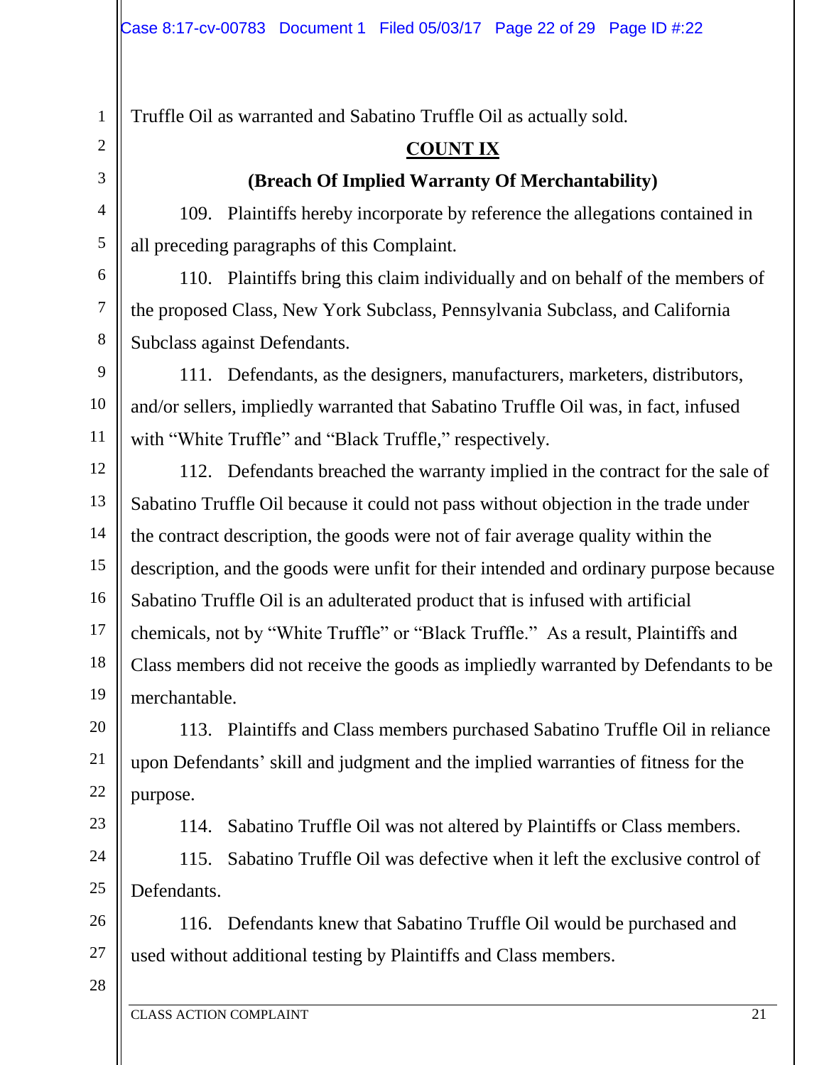Truffle Oil as warranted and Sabatino Truffle Oil as actually sold.

## COUNT IX

### (Breach Of Implied Warranty Of Merchantability)

109. Plaintiffs hereby incorporate by reference the allegations contained in all preceding paragraphs of this Complaint.

110. Plaintiffs bring this claim individually and on behalf of the members of the proposed Class, New York Subclass, Pennsylvania Subclass, and California Subclass against Defendants.

111. Defendants, as the designers, manufacturers, marketers, distributors, and/or sellers, impliedly warranted that Sabatino Truffle Oil was, in fact, infused with "White Truffle" and "Black Truffle," respectively.

112. Defendants breached the warranty implied in the contract for the sale of Sabatino Truffle Oil because it could not pass without objection in the trade under the contract description, the goods were not of fair average quality within the description, and the goods were unfit for their intended and ordinary purpose because Sabatino Truffle Oil is an adulterated product that is infused with artificial chemicals, not by "White Truffle" or "Black Truffle." As a result, Plaintiffs and Class members did not receive the goods as impliedly warranted by Defendants to be merchantable.

113. Plaintiffs and Class members purchased Sabatino Truffle Oil in reliance upon Defendants' skill and judgment and the implied warranties of fitness for the purpose.

114. Sabatino Truffle Oil was not altered by Plaintiffs or Class members.

115. Sabatino Truffle Oil was defective when it left the exclusive control of Defendants.

116. Defendants knew that Sabatino Truffle Oil would be purchased and used without additional testing by Plaintiffs and Class members.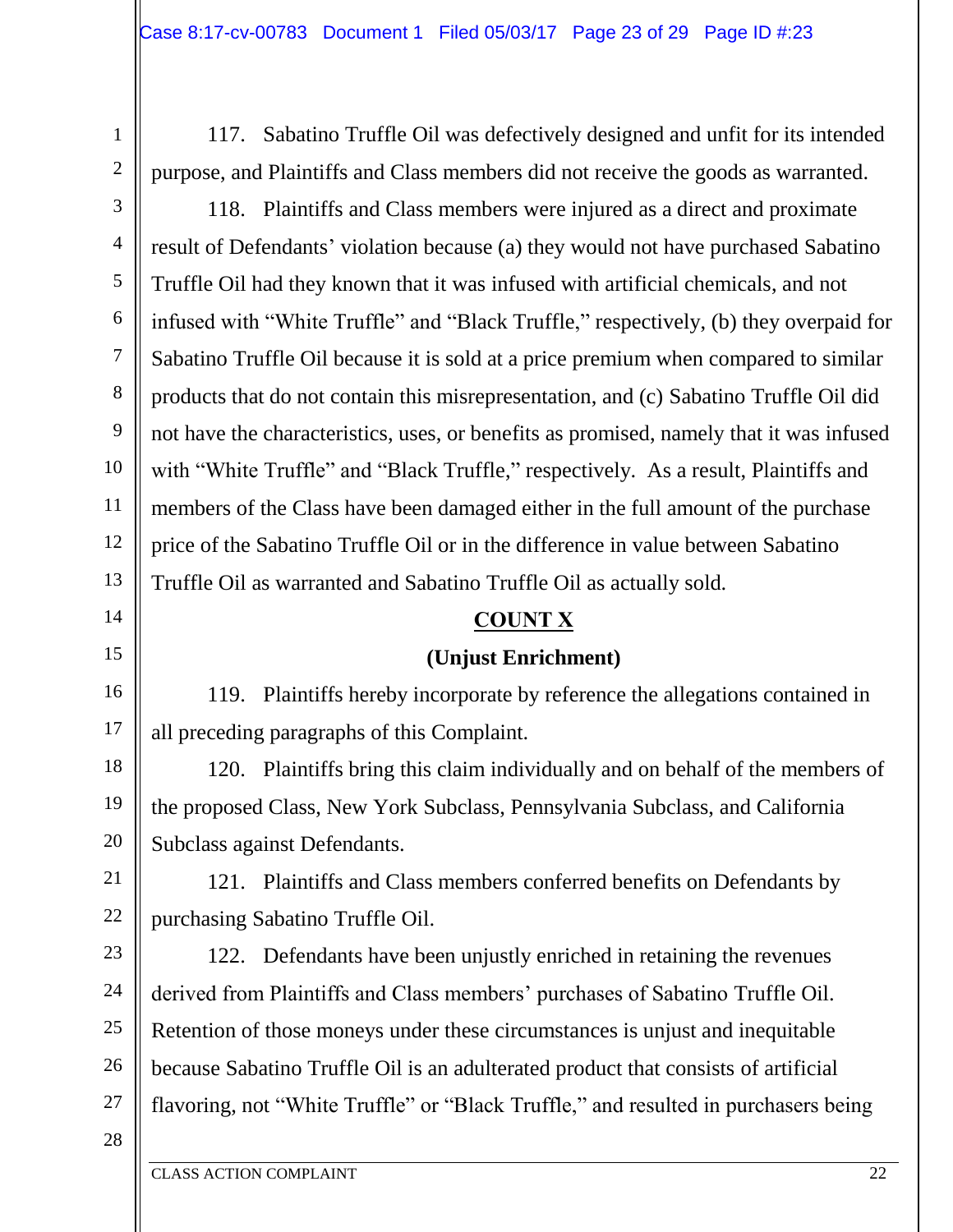117. Sabatino Truffle Oil was defectively designed and unfit for its intended purpose, and Plaintiffs and Class members did not receive the goods as warranted.

118. Plaintiffs and Class members were injured as a direct and proximate result of Defendants' violation because (a) they would not have purchased Sabatino Truffle Oil had they known that it was infused with artificial chemicals, and not infused with "White Truffle" and "Black Truffle," respectively, (b) they overpaid for Sabatino Truffle Oil because it is sold at a price premium when compared to similar products that do not contain this misrepresentation, and (c) Sabatino Truffle Oil did not have the characteristics, uses, or benefits as promised, namely that it was infused with "White Truffle" and "Black Truffle," respectively. As a result, Plaintiffs and members of the Class have been damaged either in the full amount of the purchase price of the Sabatino Truffle Oil or in the difference in value between Sabatino Truffle Oil as warranted and Sabatino Truffle Oil as actually sold.

## COUNT X

### (Unjust Enrichment)

119. Plaintiffs hereby incorporate by reference the allegations contained in all preceding paragraphs of this Complaint.

120. Plaintiffs bring this claim individually and on behalf of the members of the proposed Class, New York Subclass, Pennsylvania Subclass, and California Subclass against Defendants.

121. Plaintiffs and Class members conferred benefits on Defendants by purchasing Sabatino Truffle Oil.

122. Defendants have been unjustly enriched in retaining the revenues derived from Plaintiffs and Class members' purchases of Sabatino Truffle Oil. Retention of those moneys under these circumstances is unjust and inequitable because Sabatino Truffle Oil is an adulterated product that consists of artificial flavoring, not "White Truffle" or "Black Truffle," and resulted in purchasers being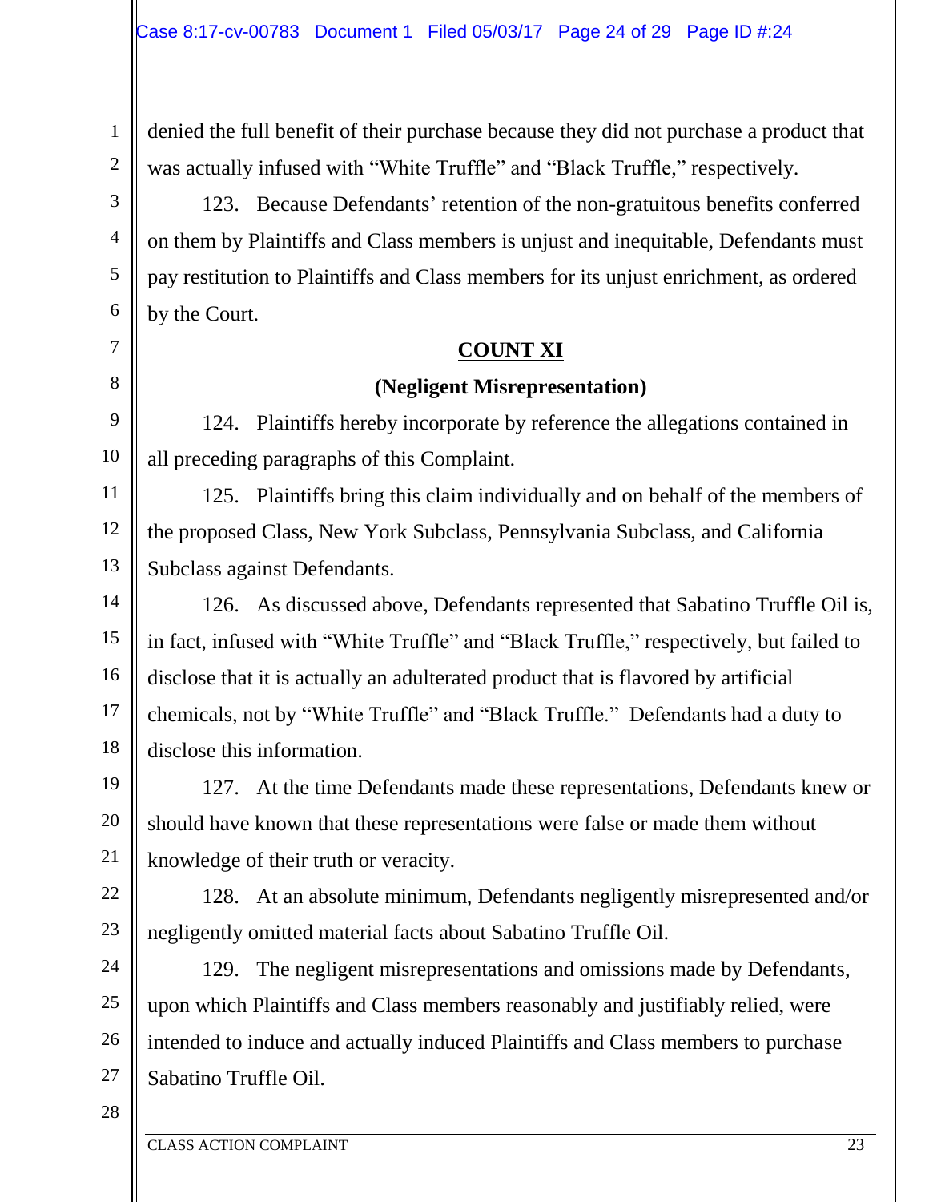denied the full benefit of their purchase because they did not purchase a product that was actually infused with "White Truffle" and "Black Truffle," respectively.

123. Because Defendants' retention of the non-gratuitous benefits conferred on them by Plaintiffs and Class members is unjust and inequitable, Defendants must pay restitution to Plaintiffs and Class members for its unjust enrichment, as ordered by the Court.

## COUNT XI

### (Negligent Misrepresentation)

124. Plaintiffs hereby incorporate by reference the allegations contained in all preceding paragraphs of this Complaint.

125. Plaintiffs bring this claim individually and on behalf of the members of the proposed Class, New York Subclass, Pennsylvania Subclass, and California Subclass against Defendants.

126. As discussed above, Defendants represented that Sabatino Truffle Oil is, in fact, infused with "White Truffle" and "Black Truffle," respectively, but failed to disclose that it is actually an adulterated product that is flavored by artificial chemicals, not by "White Truffle" and "Black Truffle." Defendants had a duty to disclose this information.

127. At the time Defendants made these representations, Defendants knew or should have known that these representations were false or made them without knowledge of their truth or veracity.

128. At an absolute minimum, Defendants negligently misrepresented and/or negligently omitted material facts about Sabatino Truffle Oil.

129. The negligent misrepresentations and omissions made by Defendants, upon which Plaintiffs and Class members reasonably and justifiably relied, were intended to induce and actually induced Plaintiffs and Class members to purchase Sabatino Truffle Oil.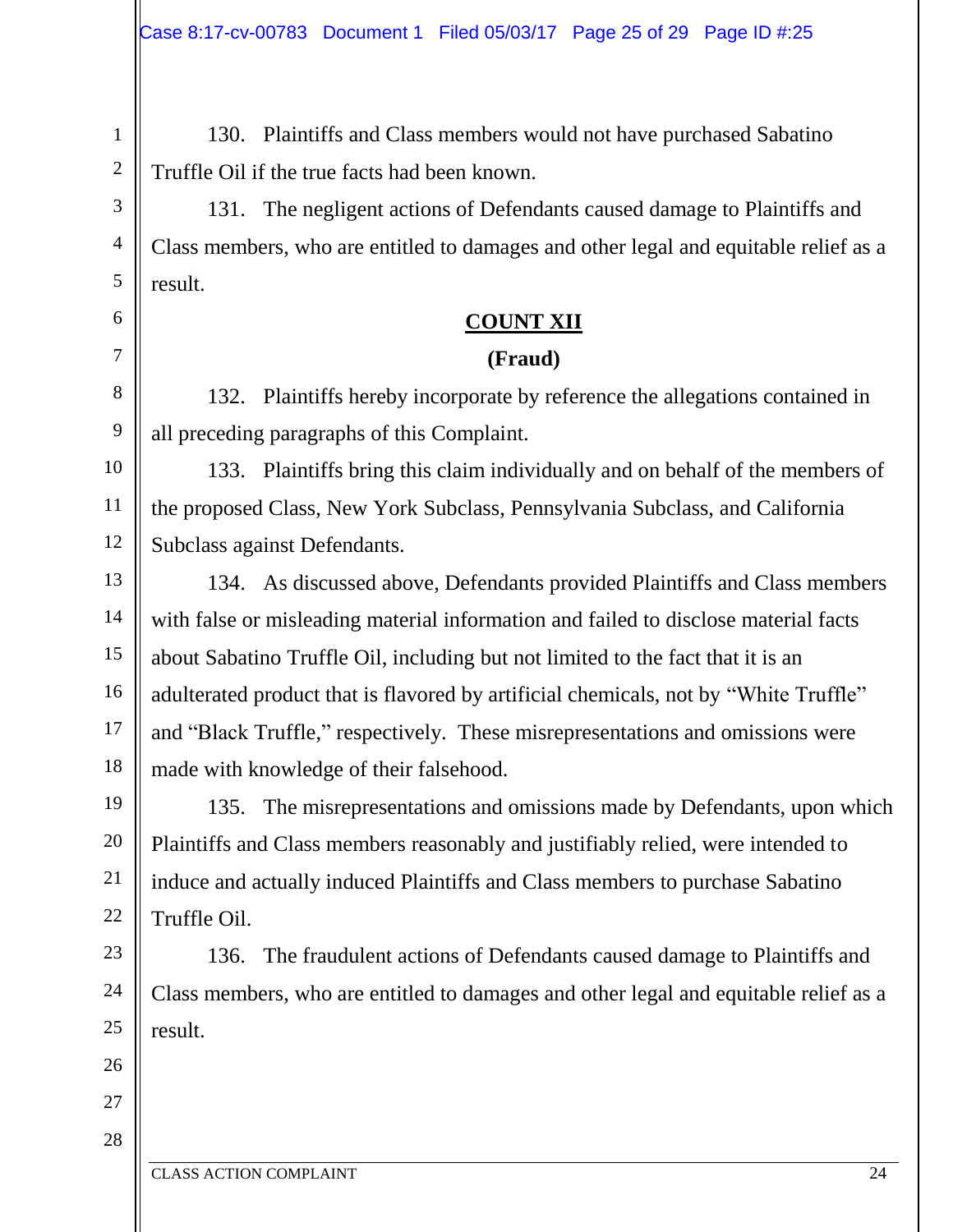130. Plaintiffs and Class members would not have purchased Sabatino Truffle Oil if the true facts had been known.

131. The negligent actions of Defendants caused damage to Plaintiffs and Class members, who are entitled to damages and other legal and equitable relief as a result.

**COUNT XII**

**(Fraud)**

132. Plaintiffs hereby incorporate by reference the allegations contained in all preceding paragraphs of this Complaint.

133. Plaintiffs bring this claim individually and on behalf of the members of the proposed Class, New York Subclass, Pennsylvania Subclass, and California Subclass against Defendants.

134. As discussed above, Defendants provided Plaintiffs and Class members with false or misleading material information and failed to disclose material facts about Sabatino Truffle Oil, including but not limited to the fact that it is an adulterated product that is flavored by artificial chemicals, not by "White Truffle" and "Black Truffle," respectively. These misrepresentations and omissions were made with knowledge of their falsehood.

135. The misrepresentations and omissions made by Defendants, upon which Plaintiffs and Class members reasonably and justifiably relied, were intended to induce and actually induced Plaintiffs and Class members to purchase Sabatino Truffle Oil.

136. The fraudulent actions of Defendants caused damage to Plaintiffs and Class members, who are entitled to damages and other legal and equitable relief as a result.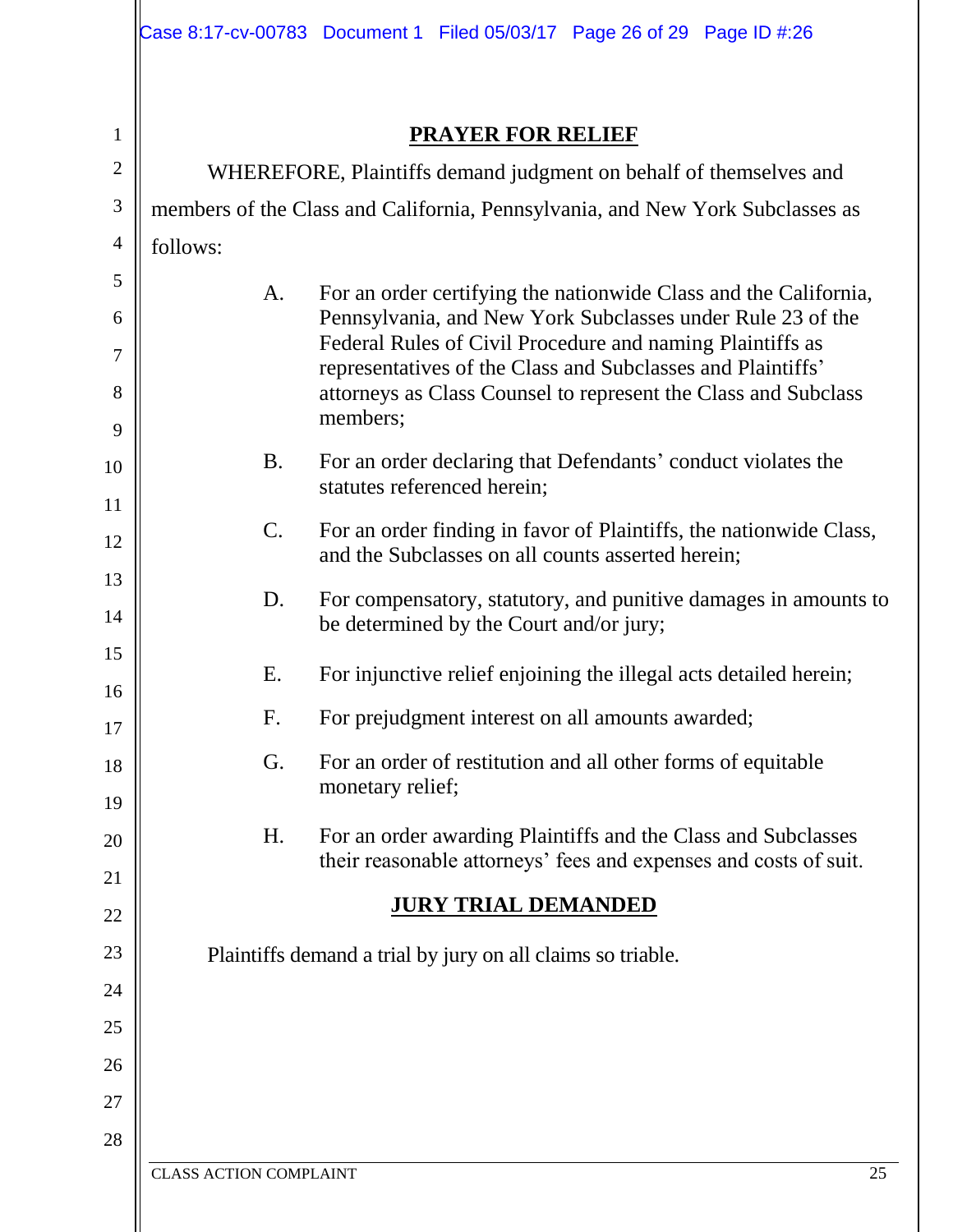## PRAYER FOR RELIEF

WHEREFORE, Plaintiffs demand judgment on behalf of themselves and members of the Class and California, Pennsylvania, and New York Subclasses as follows:

A. For an order certifying the nationwide Class and the California, Pennsylvania, and New York Subclasses under Rule 23 of the Federal Rules of Civil Procedure and naming Plaintiffs as representatives of the Class and Subclasses and Plaintiffs' attorneys as Class Counsel to represent the Class and Subclass members;

B. For an order declaring that Defendants' conduct violates the statutes referenced herein;

C. For an order finding in favor of Plaintiffs, the nationwide Class, and the Subclasses on all counts asserted herein;

D. For compensatory, statutory, and punitive damages in amounts to be determined by the Court and/or jury;

E. For injunctive relief enjoining the illegal acts detailed herein;

F. For prejudgment interest on all amounts awarded;

G. For an order of restitution and all other forms of equitable monetary relief;

H. For an order awarding Plaintiffs and the Class and Subclasses their reasonable attorneys' fees and expenses and costs of suit.

## JURY TRIAL DEMANDED

Plaintiffs demand a trial by jury on all claims so triable.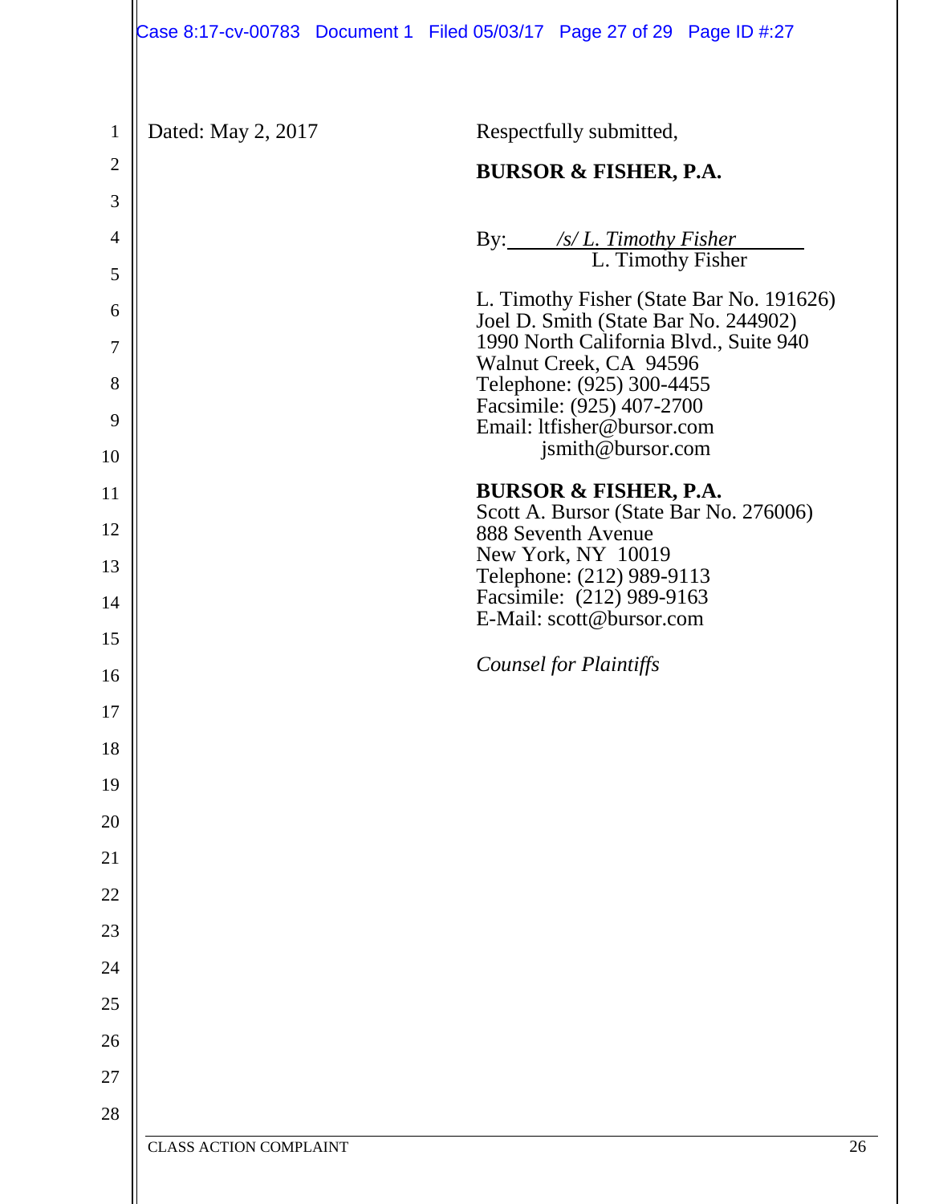Dated: May 2, 2017

Respectfully submitted,

**BURSOR & FISHER, P.A.**

By: */s/ L. Timothy Fisher*
L. Timothy Fisher

L. Timothy Fisher (State Bar No. 191626)
Joel D. Smith (State Bar No. 244902)
1990 North California Blvd., Suite 940
Walnut Creek, CA 94596
Telephone: (925) 300-4455
Facsimile: (925) 407-2700
Email: ltfisher@bursor.com
jsmith@bursor.com

**BURSOR & FISHER, P.A.**
Scott A. Bursor (State Bar No. 276006)
888 Seventh Avenue
New York, NY 10019
Telephone: (212) 989-9113
Facsimile: (212) 989-9163
E-Mail: scott@bursor.com

*Counsel for Plaintiffs*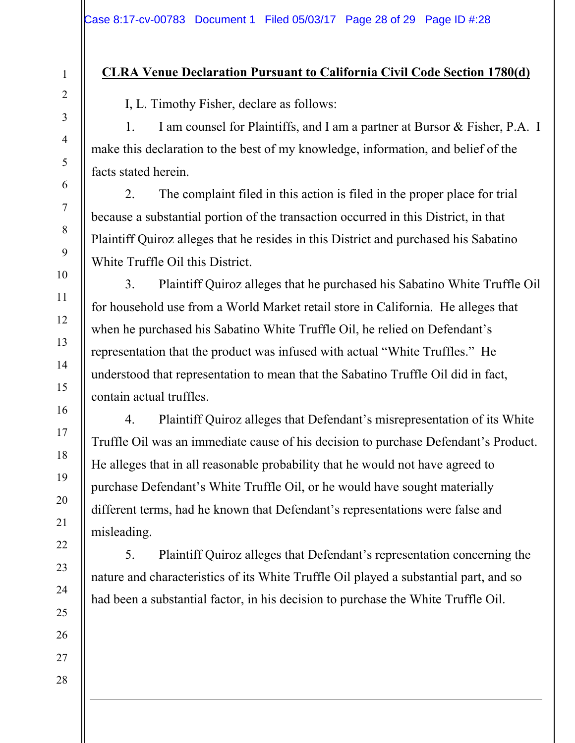**CLRA Venue Declaration Pursuant to California Civil Code Section 1780(d)**

I, L. Timothy Fisher, declare as follows:

1. I am counsel for Plaintiffs, and I am a partner at Bursor & Fisher, P.A. I make this declaration to the best of my knowledge, information, and belief of the facts stated herein.

2. The complaint filed in this action is filed in the proper place for trial because a substantial portion of the transaction occurred in this District, in that Plaintiff Quiroz alleges that he resides in this District and purchased his Sabatino White Truffle Oil this District.

3. Plaintiff Quiroz alleges that he purchased his Sabatino White Truffle Oil for household use from a World Market retail store in California. He alleges that when he purchased his Sabatino White Truffle Oil, he relied on Defendant's representation that the product was infused with actual "White Truffles." He understood that representation to mean that the Sabatino Truffle Oil did in fact, contain actual truffles.

4. Plaintiff Quiroz alleges that Defendant's misrepresentation of its White Truffle Oil was an immediate cause of his decision to purchase Defendant's Product. He alleges that in all reasonable probability that he would not have agreed to purchase Defendant's White Truffle Oil, or he would have sought materially different terms, had he known that Defendant's representations were false and misleading.

5. Plaintiff Quiroz alleges that Defendant's representation concerning the nature and characteristics of its White Truffle Oil played a substantial part, and so had been a substantial factor, in his decision to purchase the White Truffle Oil.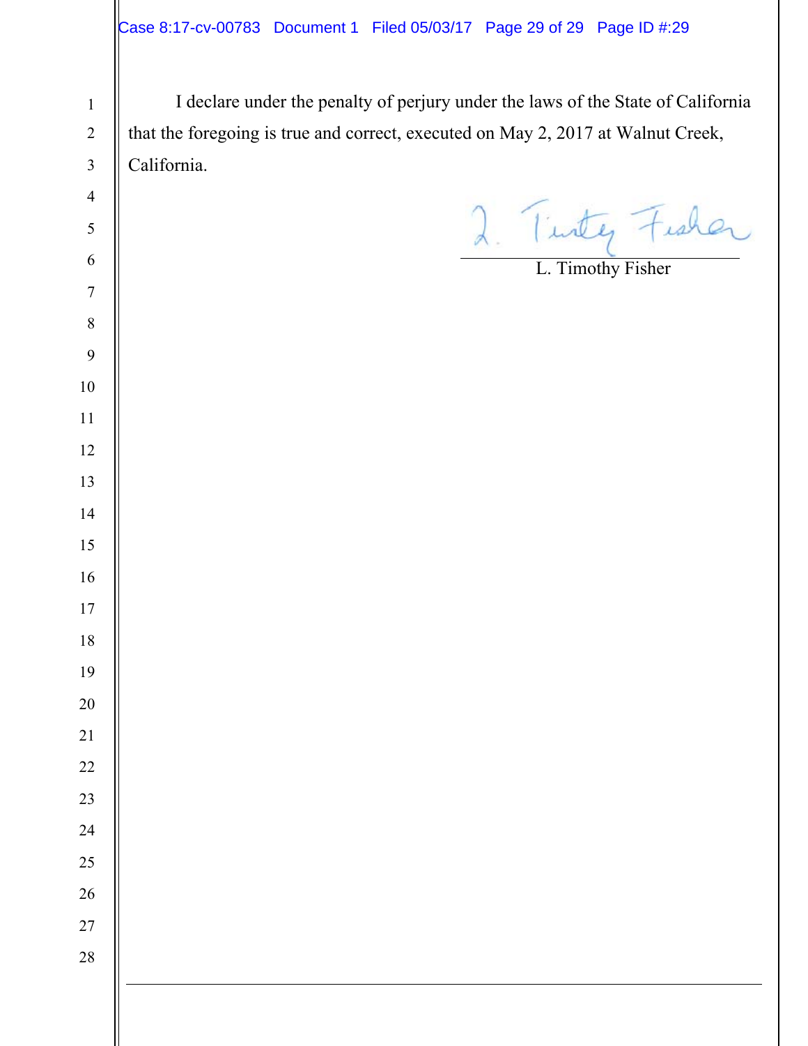I declare under the penalty of perjury under the laws of the State of California that the foregoing is true and correct, executed on May 2, 2017 at Walnut Creek, California.

L. Timothy Fisher